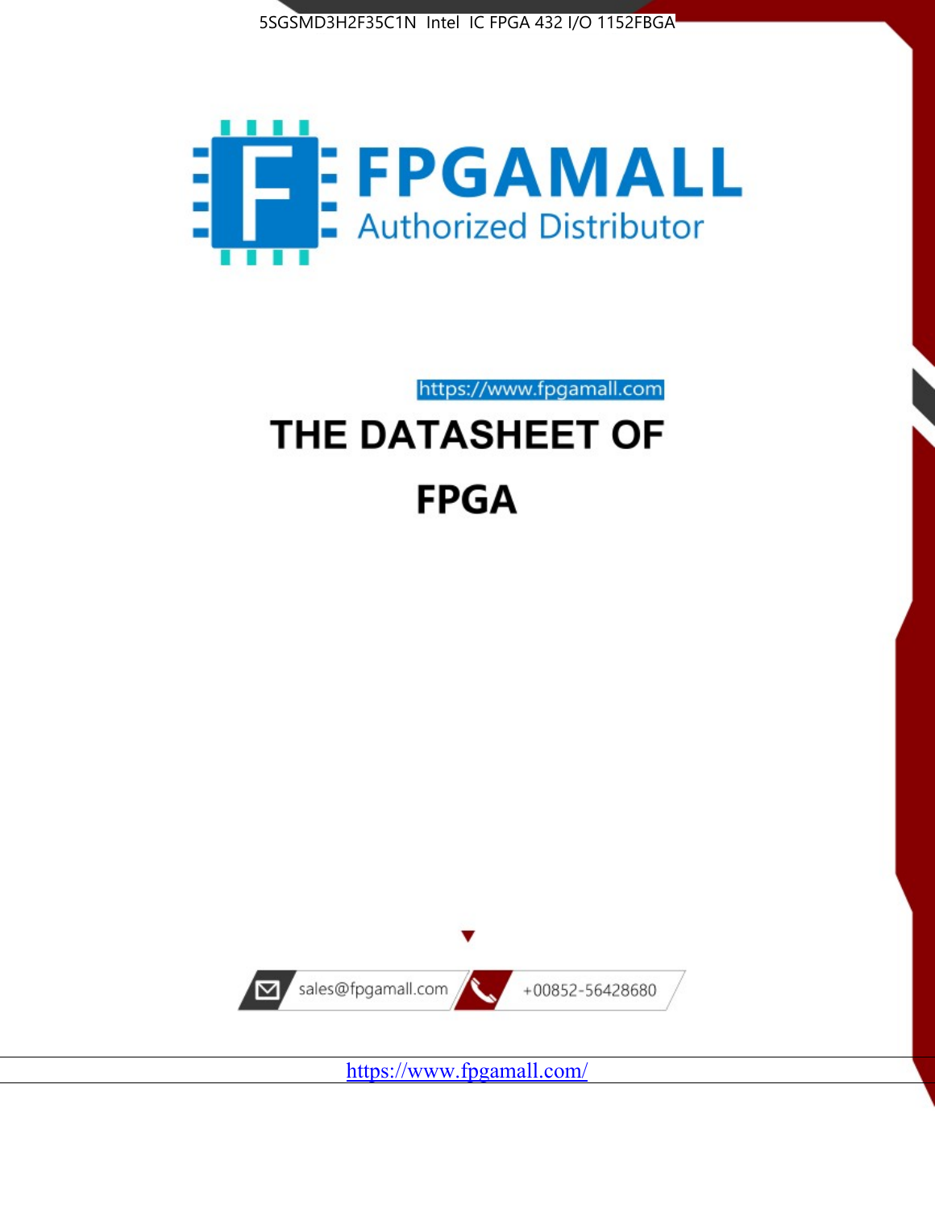5SGSMD3H2F35C1N Intel IC FPGA 432 I/O 1152FBGA

FPGAMALL

Authorized Distributor

https://www.fpgamall.com

# THE DATASHEET OF

# FPGA

sales@fpgamall.com

+00852-56428680

https://www.fpgamall.com/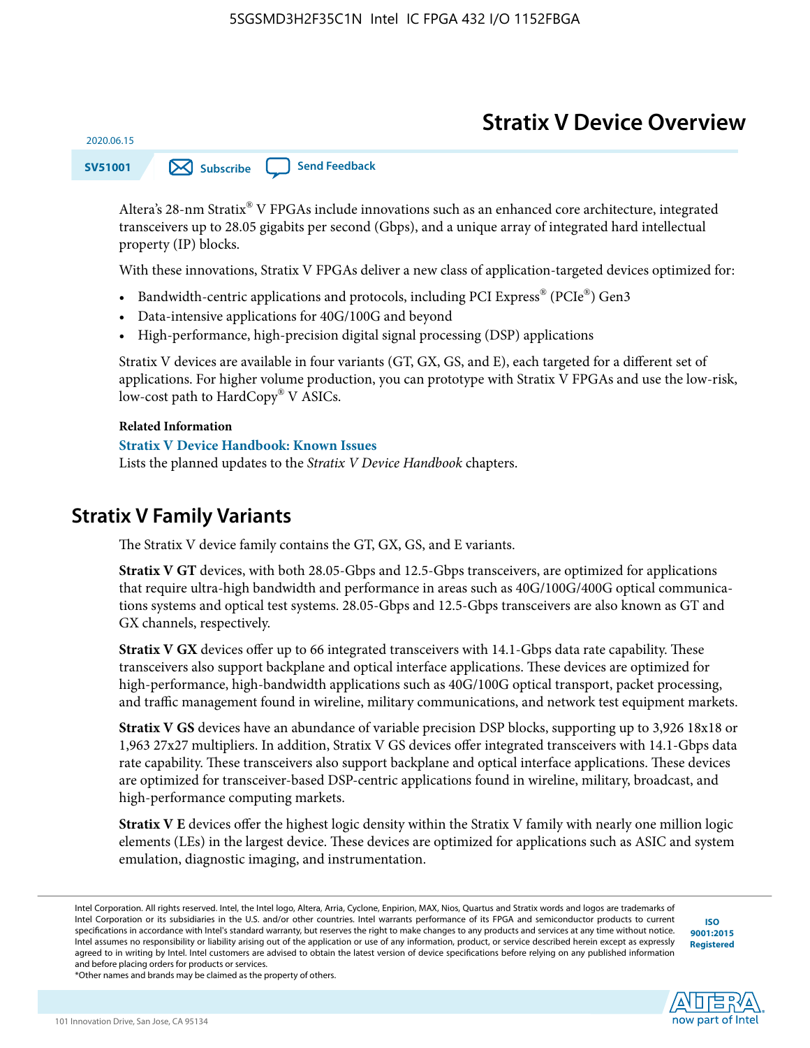# Stratix V Device Overview

2020.06.15

SV51001

Altera's 28-nm Stratix® V FPGAs include innovations such as an enhanced core architecture, integrated transceivers up to 28.05 gigabits per second (Gbps), and a unique array of integrated hard intellectual property (IP) blocks.

With these innovations, Stratix V FPGAs deliver a new class of application-targeted devices optimized for:

- Bandwidth-centric applications and protocols, including PCI Express® (PCIe®) Gen3
- Data-intensive applications for 40G/100G and beyond
- High-performance, high-precision digital signal processing (DSP) applications

Stratix V devices are available in four variants (GT, GX, GS, and E), each targeted for a different set of applications. For higher volume production, you can prototype with Stratix V FPGAs and use the low-risk, low-cost path to HardCopy® V ASICs.

**Related Information**

**Stratix V Device Handbook: Known Issues**

Lists the planned updates to the *Stratix V Device Handbook* chapters.

## Stratix V Family Variants

The Stratix V device family contains the GT, GX, GS, and E variants.

**Stratix V GT** devices, with both 28.05-Gbps and 12.5-Gbps transceivers, are optimized for applications that require ultra-high bandwidth and performance in areas such as 40G/100G/400G optical communications systems and optical test systems. 28.05-Gbps and 12.5-Gbps transceivers are also known as GT and GX channels, respectively.

**Stratix V GX** devices offer up to 66 integrated transceivers with 14.1-Gbps data rate capability. These transceivers also support backplane and optical interface applications. These devices are optimized for high-performance, high-bandwidth applications such as 40G/100G optical transport, packet processing, and traffic management found in wireline, military communications, and network test equipment markets.

**Stratix V GS** devices have an abundance of variable precision DSP blocks, supporting up to 3,926 18x18 or 1,963 27x27 multipliers. In addition, Stratix V GS devices offer integrated transceivers with 14.1-Gbps data rate capability. These transceivers also support backplane and optical interface applications. These devices are optimized for transceiver-based DSP-centric applications found in wireline, military, broadcast, and high-performance computing markets.

**Stratix V E** devices offer the highest logic density within the Stratix V family with nearly one million logic elements (LEs) in the largest device. These devices are optimized for applications such as ASIC and system emulation, diagnostic imaging, and instrumentation.

Intel Corporation. All rights reserved. Intel, the Intel logo, Altera, Arria, Cyclone, Enpirion, MAX, Nios, Quartus and Stratix words and logos are trademarks of Intel Corporation or its subsidiaries in the U.S. and/or other countries. Intel warrants performance of its FPGA and semiconductor products to current specifications in accordance with Intel's standard warranty, but reserves the right to make changes to any products and services at any time without notice. Intel assumes no responsibility or liability arising out of the application or use of any information, product, or service described herein except as expressly agreed to in writing by Intel. Intel customers are advised to obtain the latest version of device specifications before relying on any published information and before placing orders for products or services.

*Other names and brands may be claimed as the property of others.

ISO 9001:2015 Registered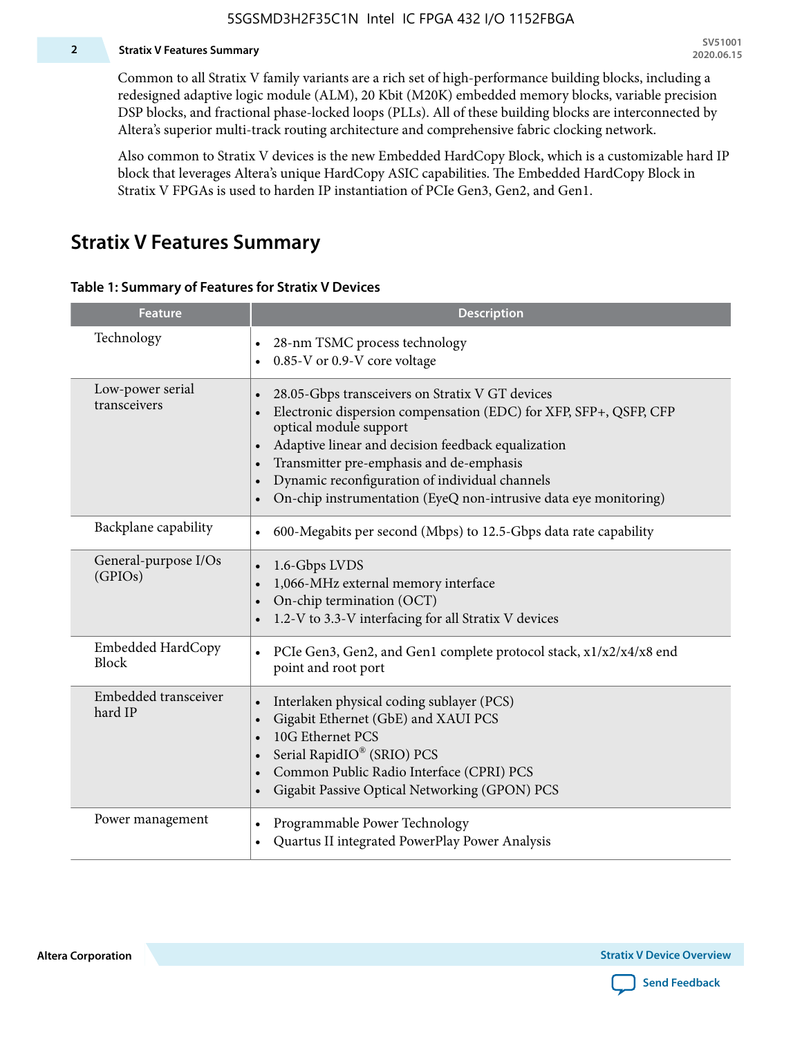Common to all Stratix V family variants are a rich set of high-performance building blocks, including a redesigned adaptive logic module (ALM), 20 Kbit (M20K) embedded memory blocks, variable precision DSP blocks, and fractional phase-locked loops (PLLs). All of these building blocks are interconnected by Altera's superior multi-track routing architecture and comprehensive fabric clocking network.

Also common to Stratix V devices is the new Embedded HardCopy Block, which is a customizable hard IP block that leverages Altera's unique HardCopy ASIC capabilities. The Embedded HardCopy Block in Stratix V FPGAs is used to harden IP instantiation of PCIe Gen3, Gen2, and Gen1.

## Stratix V Features Summary

**Table 1: Summary of Features for Stratix V Devices**

| Feature | Description |
|---|---|
| Technology | • 28-nm TSMC process technology<br>• 0.85-V or 0.9-V core voltage |
| Low-power serial transceivers | • 28.05-Gbps transceivers on Stratix V GT devices<br>• Electronic dispersion compensation (EDC) for XFP, SFP+, QSFP, CFP optical module support<br>• Adaptive linear and decision feedback equalization<br>• Transmitter pre-emphasis and de-emphasis<br>• Dynamic reconfiguration of individual channels<br>• On-chip instrumentation (EyeQ non-intrusive data eye monitoring) |
| Backplane capability | • 600-Megabits per second (Mbps) to 12.5-Gbps data rate capability |
| General-purpose I/Os (GPIOs) | • 1.6-Gbps LVDS<br>• 1,066-MHz external memory interface<br>• On-chip termination (OCT)<br>• 1.2-V to 3.3-V interfacing for all Stratix V devices |
| Embedded HardCopy Block | • PCIe Gen3, Gen2, and Gen1 complete protocol stack, x1/x2/x4/x8 end point and root port |
| Embedded transceiver hard IP | • Interlaken physical coding sublayer (PCS)<br>• Gigabit Ethernet (GbE) and XAUI PCS<br>• 10G Ethernet PCS<br>• Serial RapidIO® (SRIO) PCS<br>• Common Public Radio Interface (CPRI) PCS<br>• Gigabit Passive Optical Networking (GPON) PCS |
| Power management | • Programmable Power Technology<br>• Quartus II integrated PowerPlay Power Analysis |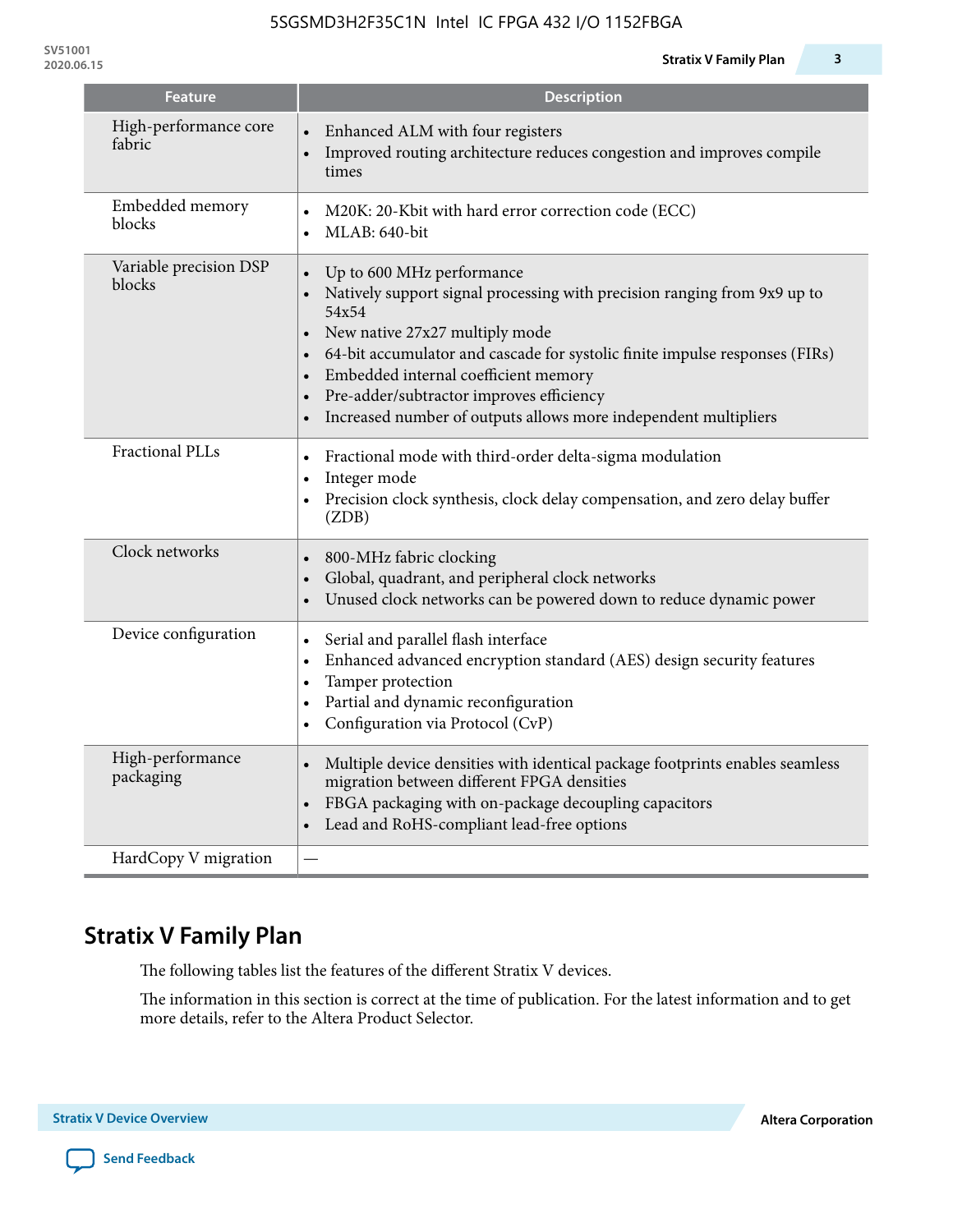| Feature | Description |
|---|---|
| High-performance core fabric | • Enhanced ALM with four registers<br>• Improved routing architecture reduces congestion and improves compile times |
| Embedded memory blocks | • M20K: 20-Kbit with hard error correction code (ECC)<br>• MLAB: 640-bit |
| Variable precision DSP blocks | • Up to 600 MHz performance<br>• Natively support signal processing with precision ranging from 9x9 up to 54x54<br>• New native 27x27 multiply mode<br>• 64-bit accumulator and cascade for systolic finite impulse responses (FIRs)<br>• Embedded internal coefficient memory<br>• Pre-adder/subtractor improves efficiency<br>• Increased number of outputs allows more independent multipliers |
| Fractional PLLs | • Fractional mode with third-order delta-sigma modulation<br>• Integer mode<br>• Precision clock synthesis, clock delay compensation, and zero delay buffer (ZDB) |
| Clock networks | • 800-MHz fabric clocking<br>• Global, quadrant, and peripheral clock networks<br>• Unused clock networks can be powered down to reduce dynamic power |
| Device configuration | • Serial and parallel flash interface<br>• Enhanced advanced encryption standard (AES) design security features<br>• Tamper protection<br>• Partial and dynamic reconfiguration<br>• Configuration via Protocol (CvP) |
| High-performance packaging | • Multiple device densities with identical package footprints enables seamless migration between different FPGA densities<br>• FBGA packaging with on-package decoupling capacitors<br>• Lead and RoHS-compliant lead-free options |
| HardCopy V migration | — |

## Stratix V Family Plan

The following tables list the features of the different Stratix V devices.

The information in this section is correct at the time of publication. For the latest information and to get more details, refer to the Altera Product Selector.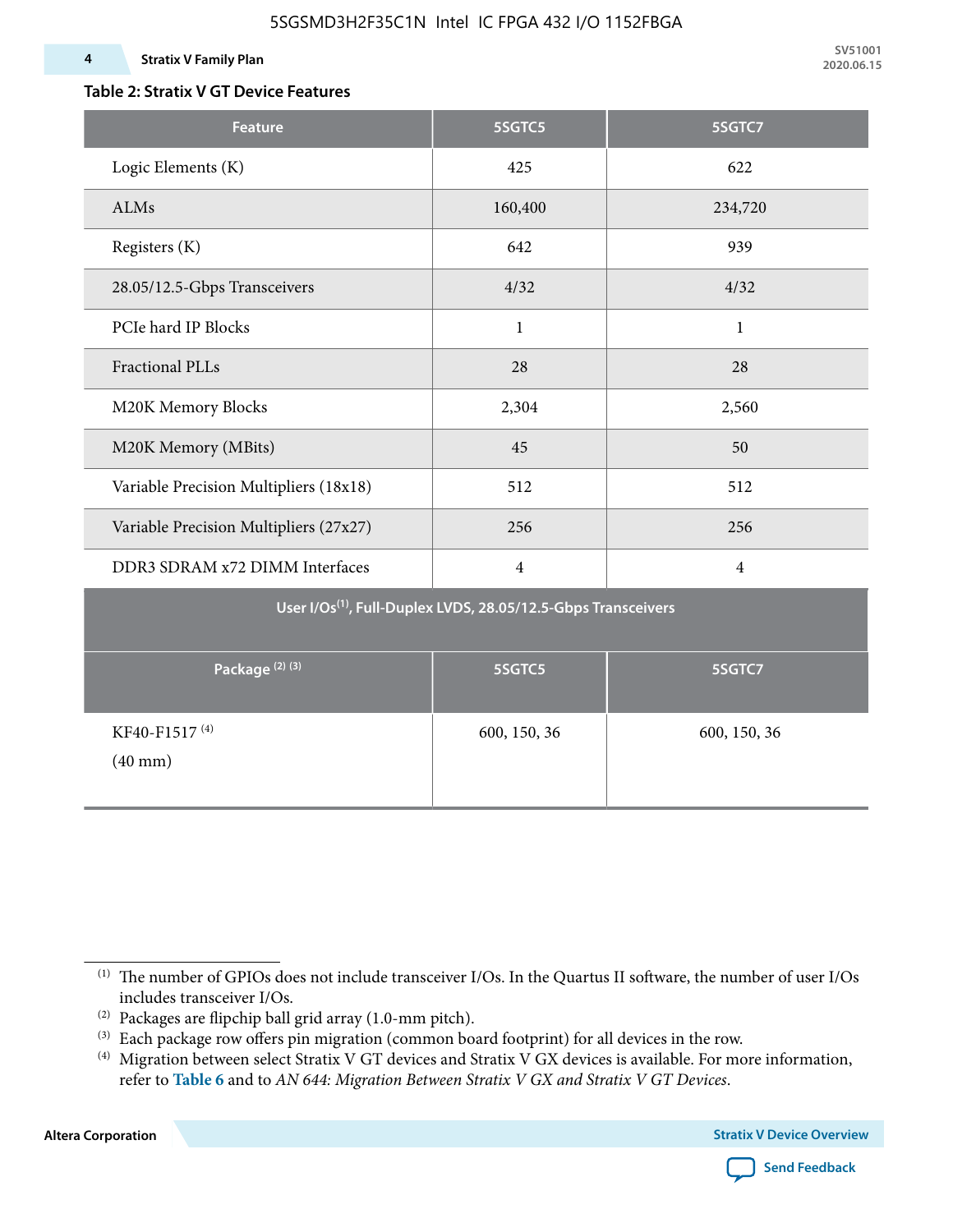**Table 2: Stratix V GT Device Features**

| Feature | 5SGTC5 | 5SGTC7 |
|---|---|---|
| Logic Elements (K) | 425 | 622 |
| ALMs | 160,400 | 234,720 |
| Registers (K) | 642 | 939 |
| 28.05/12.5-Gbps Transceivers | 4/32 | 4/32 |
| PCIe hard IP Blocks | 1 | 1 |
| Fractional PLLs | 28 | 28 |
| M20K Memory Blocks | 2,304 | 2,560 |
| M20K Memory (MBits) | 45 | 50 |
| Variable Precision Multipliers (18x18) | 512 | 512 |
| Variable Precision Multipliers (27x27) | 256 | 256 |
| DDR3 SDRAM x72 DIMM Interfaces | 4 | 4 |
| **User I/Os[1], Full-Duplex LVDS, 28.05/12.5-Gbps Transceivers** | | |
| **Package [2] [3]** | **5SGTC5** | **5SGTC7** |
| KF40-F1517 [4] (40 mm) | 600, 150, 36 | 600, 150, 36 |

(1) The number of GPIOs does not include transceiver I/Os. In the Quartus II software, the number of user I/Os includes transceiver I/Os.

(2) Packages are flipchip ball grid array (1.0-mm pitch).

(3) Each package row offers pin migration (common board footprint) for all devices in the row.

(4) Migration between select Stratix V GT devices and Stratix V GX devices is available. For more information, refer to **Table 6** and to *AN 644: Migration Between Stratix V GX and Stratix V GT Devices*.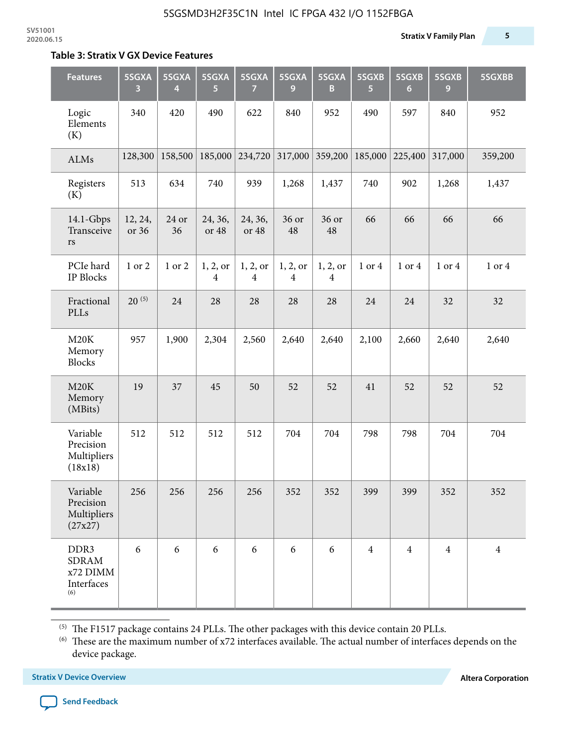## Table 3: Stratix V GX Device Features

| Features | 5SGXA 3 | 5SGXA 4 | 5SGXA 5 | 5SGXA 7 | 5SGXA 9 | 5SGXA B | 5SGXB 5 | 5SGXB 6 | 5SGXB 9 | 5SGXBB |
|---|---|---|---|---|---|---|---|---|---|---|
| Logic Elements (K) | 340 | 420 | 490 | 622 | 840 | 952 | 490 | 597 | 840 | 952 |
| ALMs | 128,300 | 158,500 | 185,000 | 234,720 | 317,000 | 359,200 | 185,000 | 225,400 | 317,000 | 359,200 |
| Registers (K) | 513 | 634 | 740 | 939 | 1,268 | 1,437 | 740 | 902 | 1,268 | 1,437 |
| 14.1-Gbps Transceivers | 12, 24, or 36 | 24 or 36 | 24, 36, or 48 | 24, 36, or 48 | 36 or 48 | 36 or 48 | 66 | 66 | 66 | 66 |
| PCIe hard IP Blocks | 1 or 2 | 1 or 2 | 1, 2, or 4 | 1, 2, or 4 | 1, 2, or 4 | 1, 2, or 4 | 1 or 4 | 1 or 4 | 1 or 4 | 1 or 4 |
| Fractional PLLs | 20 (5) | 24 | 28 | 28 | 28 | 28 | 24 | 24 | 32 | 32 |
| M20K Memory Blocks | 957 | 1,900 | 2,304 | 2,560 | 2,640 | 2,640 | 2,100 | 2,660 | 2,640 | 2,640 |
| M20K Memory (MBits) | 19 | 37 | 45 | 50 | 52 | 52 | 41 | 52 | 52 | 52 |
| Variable Precision Multipliers (18x18) | 512 | 512 | 512 | 512 | 704 | 704 | 798 | 798 | 704 | 704 |
| Variable Precision Multipliers (27x27) | 256 | 256 | 256 | 256 | 352 | 352 | 399 | 399 | 352 | 352 |
| DDR3 SDRAM x72 DIMM Interfaces (6) | 6 | 6 | 6 | 6 | 6 | 6 | 4 | 4 | 4 | 4 |

(5) The F1517 package contains 24 PLLs. The other packages with this device contain 20 PLLs.

(6) These are the maximum number of x72 interfaces available. The actual number of interfaces depends on the device package.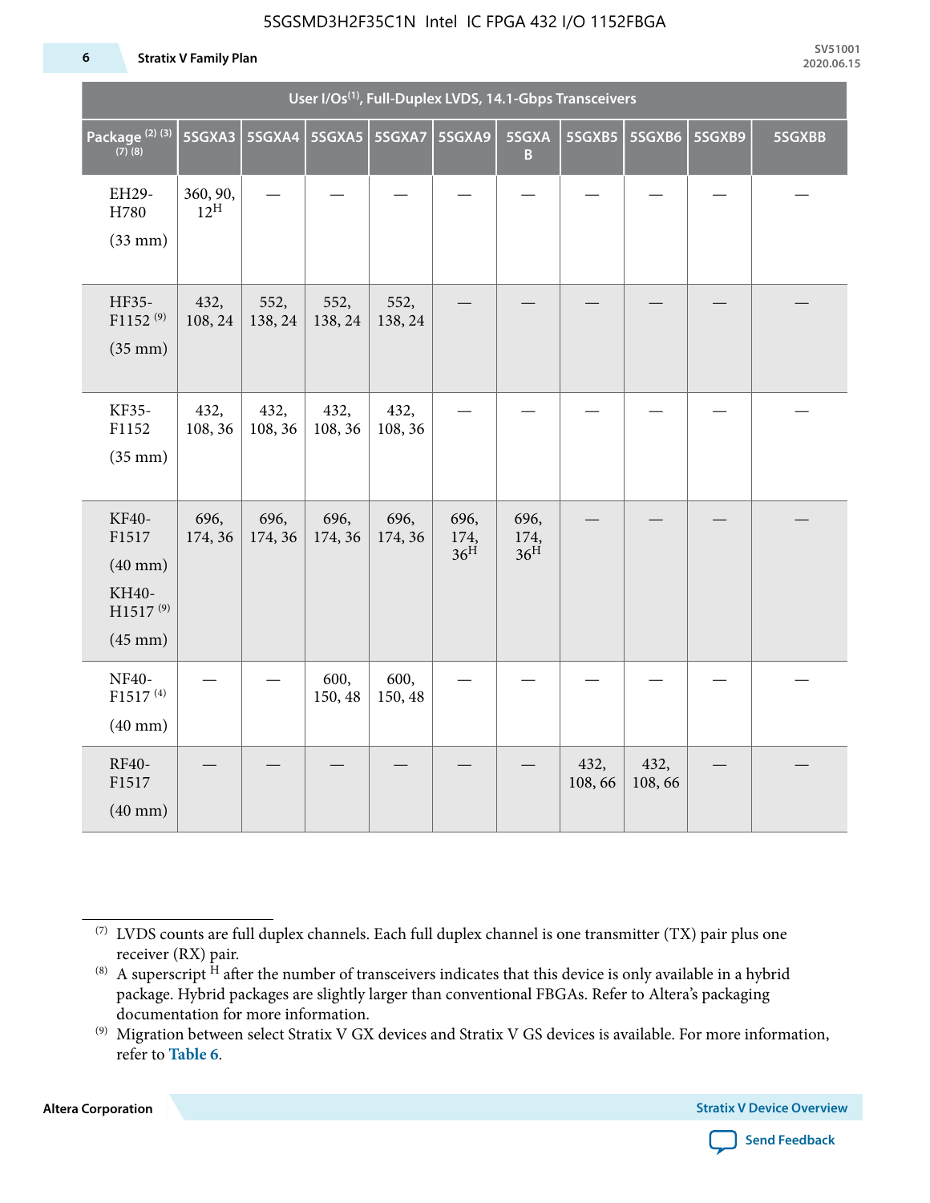| User I/Os(1), Full-Duplex LVDS, 14.1-Gbps Transceivers | | | | | | | | | | |
|---|---|---|---|---|---|---|---|---|---|---|
| Package (2) (3) (7) (8) | 5SGXA3 | 5SGXA4 | 5SGXA5 | 5SGXA7 | 5SGXA9 | 5SGXAB | 5SGXB5 | 5SGXB6 | 5SGXB9 | 5SGXBB |
| EH29-H780 (33 mm) | 360, 90, 12H | — | — | — | — | — | — | — | — | — |
| HF35-F1152 (9) (35 mm) | 432, 108, 24 | 552, 138, 24 | 552, 138, 24 | 552, 138, 24 | — | — | — | — | — | — |
| KF35-F1152 (35 mm) | 432, 108, 36 | 432, 108, 36 | 432, 108, 36 | 432, 108, 36 | — | — | — | — | — | — |
| KF40-F1517 (40 mm) KH40-H1517 (9) (45 mm) | 696, 174, 36 | 696, 174, 36 | 696, 174, 36 | 696, 174, 36 | 696, 174, 36H | 696, 174, 36H | — | — | — | — |
| NF40-F1517 (4) (40 mm) | — | — | 600, 150, 48 | 600, 150, 48 | — | — | — | — | — | — |
| RF40-F1517 (40 mm) | — | — | — | — | — | — | 432, 108, 66 | 432, 108, 66 | — | — |

(7) LVDS counts are full duplex channels. Each full duplex channel is one transmitter (TX) pair plus one receiver (RX) pair.

(8) A superscript H after the number of transceivers indicates that this device is only available in a hybrid package. Hybrid packages are slightly larger than conventional FBGAs. Refer to Altera's packaging documentation for more information.

(9) Migration between select Stratix V GX devices and Stratix V GS devices is available. For more information, refer to **Table 6**.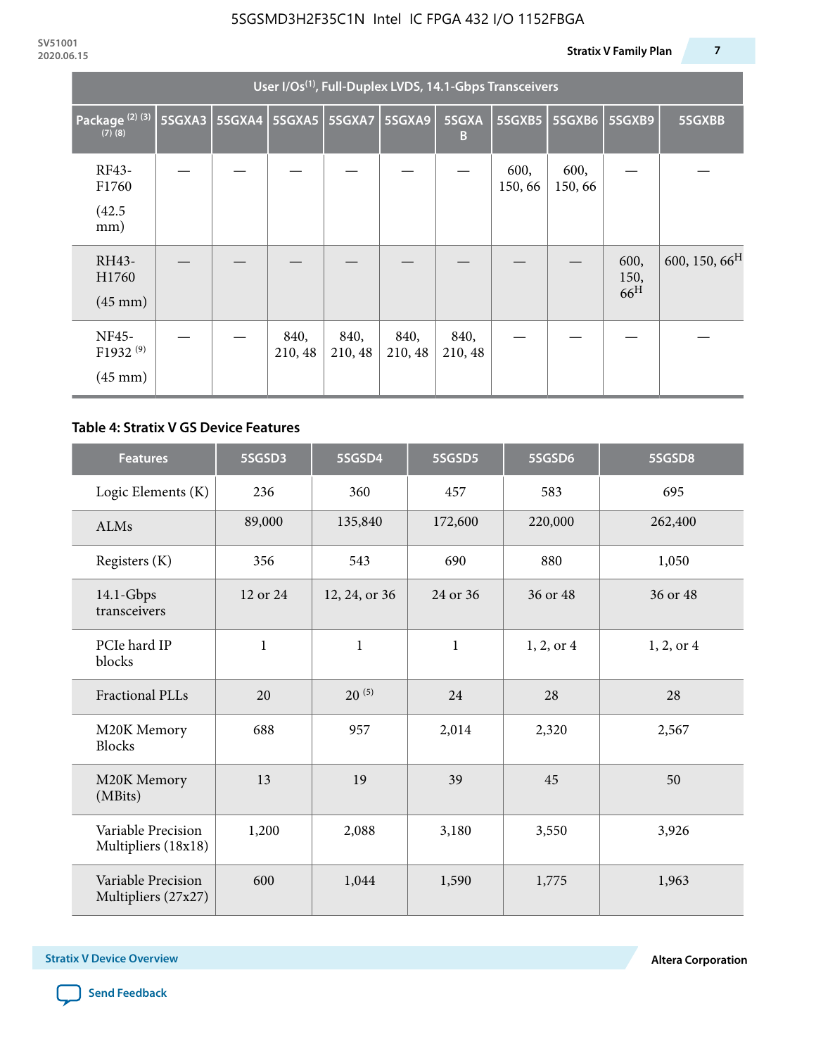| User I/Os[1], Full-Duplex LVDS, 14.1-Gbps Transceivers | | | | | | | | | | |
|---|---|---|---|---|---|---|---|---|---|---|
| Package [2] [3] [7] [8] | 5SGXA3 | 5SGXA4 | 5SGXA5 | 5SGXA7 | 5SGXA9 | 5SGXAB | 5SGXB5 | 5SGXB6 | 5SGXB9 | 5SGXBB |
| RF43-F1760 (42.5 mm) | — | — | — | — | — | — | 600, 150, 66 | 600, 150, 66 | — | — |
| RH43-H1760 (45 mm) | — | — | — | — | — | — | — | — | 600, 150, 66[H] | 600, 150, 66[H] |
| NF45-F1932 [9] (45 mm) | — | — | 840, 210, 48 | 840, 210, 48 | 840, 210, 48 | 840, 210, 48 | — | — | — | — |

**Table 4: Stratix V GS Device Features**

| Features | 5SGSD3 | 5SGSD4 | 5SGSD5 | 5SGSD6 | 5SGSD8 |
|---|---|---|---|---|---|
| Logic Elements (K) | 236 | 360 | 457 | 583 | 695 |
| ALMs | 89,000 | 135,840 | 172,600 | 220,000 | 262,400 |
| Registers (K) | 356 | 543 | 690 | 880 | 1,050 |
| 14.1-Gbps transceivers | 12 or 24 | 12, 24, or 36 | 24 or 36 | 36 or 48 | 36 or 48 |
| PCIe hard IP blocks | 1 | 1 | 1 | 1, 2, or 4 | 1, 2, or 4 |
| Fractional PLLs | 20 | 20 [5] | 24 | 28 | 28 |
| M20K Memory Blocks | 688 | 957 | 2,014 | 2,320 | 2,567 |
| M20K Memory (MBits) | 13 | 19 | 39 | 45 | 50 |
| Variable Precision Multipliers (18x18) | 1,200 | 2,088 | 3,180 | 3,550 | 3,926 |
| Variable Precision Multipliers (27x27) | 600 | 1,044 | 1,590 | 1,775 | 1,963 |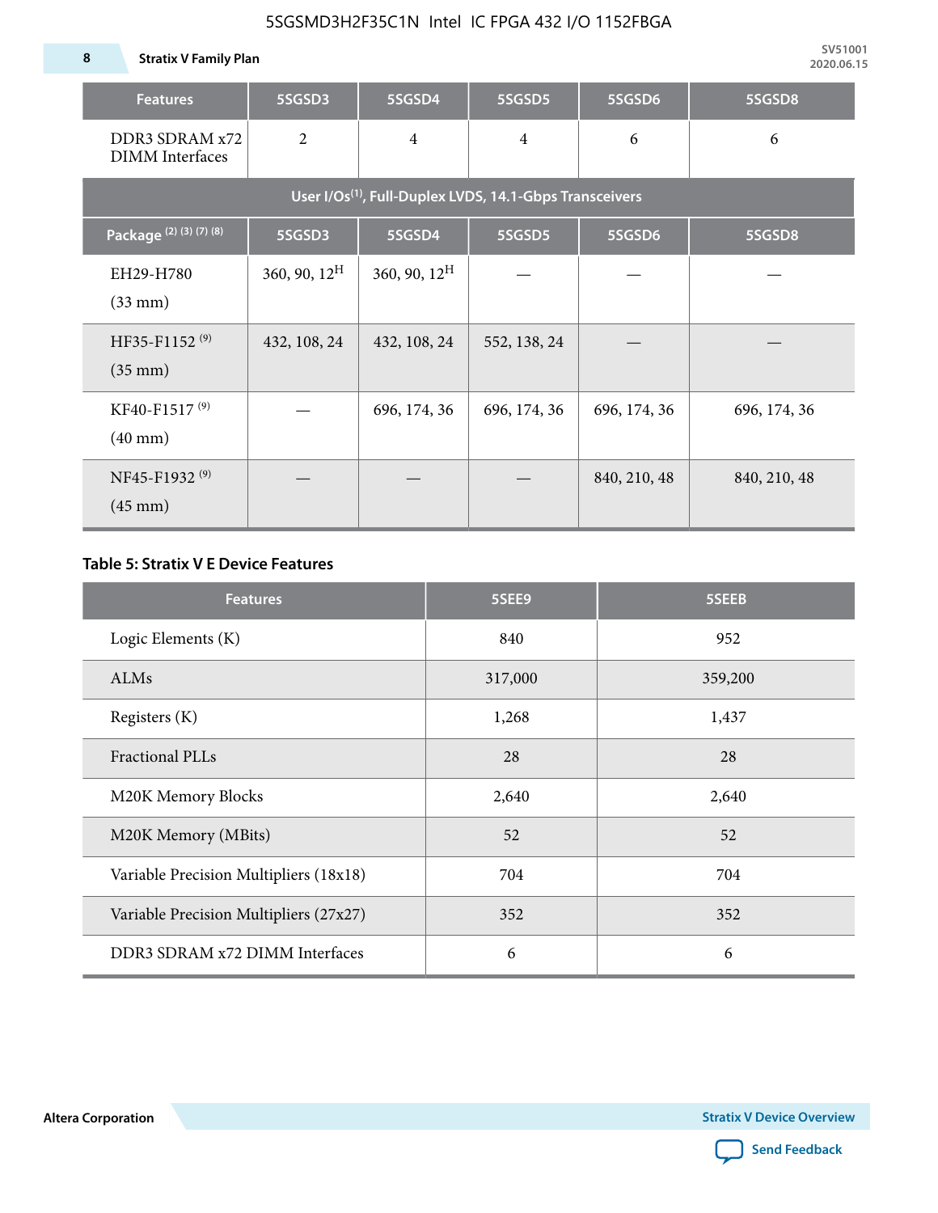| Features | 5SGSD3 | 5SGSD4 | 5SGSD5 | 5SGSD6 | 5SGSD8 |
|---|---|---|---|---|---|
| DDR3 SDRAM x72 DIMM Interfaces | 2 | 4 | 4 | 6 | 6 |
| User I/Os[(1)], Full-Duplex LVDS, 14.1-Gbps Transceivers | | | | | |
| Package [(2) (3) (7) (8)] | 5SGSD3 | 5SGSD4 | 5SGSD5 | 5SGSD6 | 5SGSD8 |
| EH29-H780 (33 mm) | 360, 90, 12[H] | 360, 90, 12[H] | — | — | — |
| HF35-F1152 [(9)] (35 mm) | 432, 108, 24 | 432, 108, 24 | 552, 138, 24 | — | — |
| KF40-F1517 [(9)] (40 mm) | — | 696, 174, 36 | 696, 174, 36 | 696, 174, 36 | 696, 174, 36 |
| NF45-F1932 [(9)] (45 mm) | — | — | — | 840, 210, 48 | 840, 210, 48 |

**Table 5: Stratix V E Device Features**

| Features | 5SEE9 | 5SEEB |
|---|---|---|
| Logic Elements (K) | 840 | 952 |
| ALMs | 317,000 | 359,200 |
| Registers (K) | 1,268 | 1,437 |
| Fractional PLLs | 28 | 28 |
| M20K Memory Blocks | 2,640 | 2,640 |
| M20K Memory (MBits) | 52 | 52 |
| Variable Precision Multipliers (18x18) | 704 | 704 |
| Variable Precision Multipliers (27x27) | 352 | 352 |
| DDR3 SDRAM x72 DIMM Interfaces | 6 | 6 |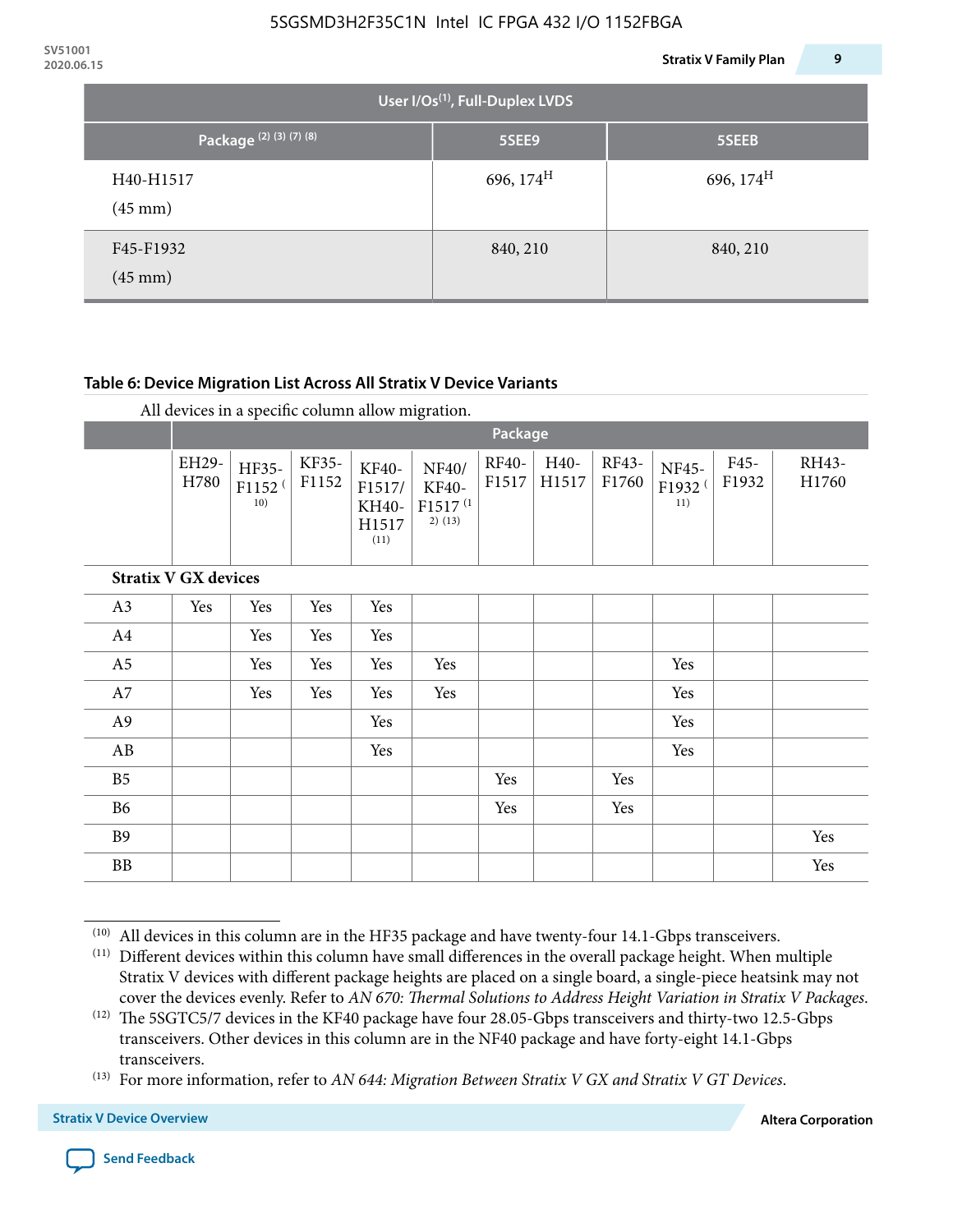| User I/Os(1), Full-Duplex LVDS | | |
|---|---|---|
| Package (2) (3) (7) (8) | 5SEE9 | 5SEEB |
| H40-H1517 (45 mm) | 696, 174[H] | 696, 174[H] |
| F45-F1932 (45 mm) | 840, 210 | 840, 210 |

### Table 6: Device Migration List Across All Stratix V Device Variants

All devices in a specific column allow migration.

| | Package | | | | | | | | | | |
|---|---|---|---|---|---|---|---|---|---|---|---|
| | EH29-H780 | HF35-F1152 (10) | KF35-F1152 | KF40-F1517/ KH40-H1517 (11) | NF40/ KF40-F1517 (12) (13) | RF40-F1517 | H40-H1517 | RF43-F1760 | NF45-F1932 (11) | F45-F1932 | RH43-H1760 |
| **Stratix V GX devices** | | | | | | | | | | | |
| A3 | Yes | Yes | Yes | Yes | | | | | | | |
| A4 | | Yes | Yes | Yes | | | | | | | |
| A5 | | Yes | Yes | Yes | Yes | | | | Yes | | |
| A7 | | Yes | Yes | Yes | Yes | | | | Yes | | |
| A9 | | | | Yes | | | | | Yes | | |
| AB | | | | Yes | | | | | Yes | | |
| B5 | | | | | | Yes | | Yes | | | |
| B6 | | | | | | Yes | | Yes | | | |
| B9 | | | | | | | | | | | Yes |
| BB | | | | | | | | | | | Yes |

(10) All devices in this column are in the HF35 package and have twenty-four 14.1-Gbps transceivers.

(11) Different devices within this column have small differences in the overall package height. When multiple Stratix V devices with different package heights are placed on a single board, a single-piece heatsink may not cover the devices evenly. Refer to *AN 670: Thermal Solutions to Address Height Variation in Stratix V Packages*.

(12) The 5SGTC5/7 devices in the KF40 package have four 28.05-Gbps transceivers and thirty-two 12.5-Gbps transceivers. Other devices in this column are in the NF40 package and have forty-eight 14.1-Gbps transceivers.

(13) For more information, refer to *AN 644: Migration Between Stratix V GX and Stratix V GT Devices*.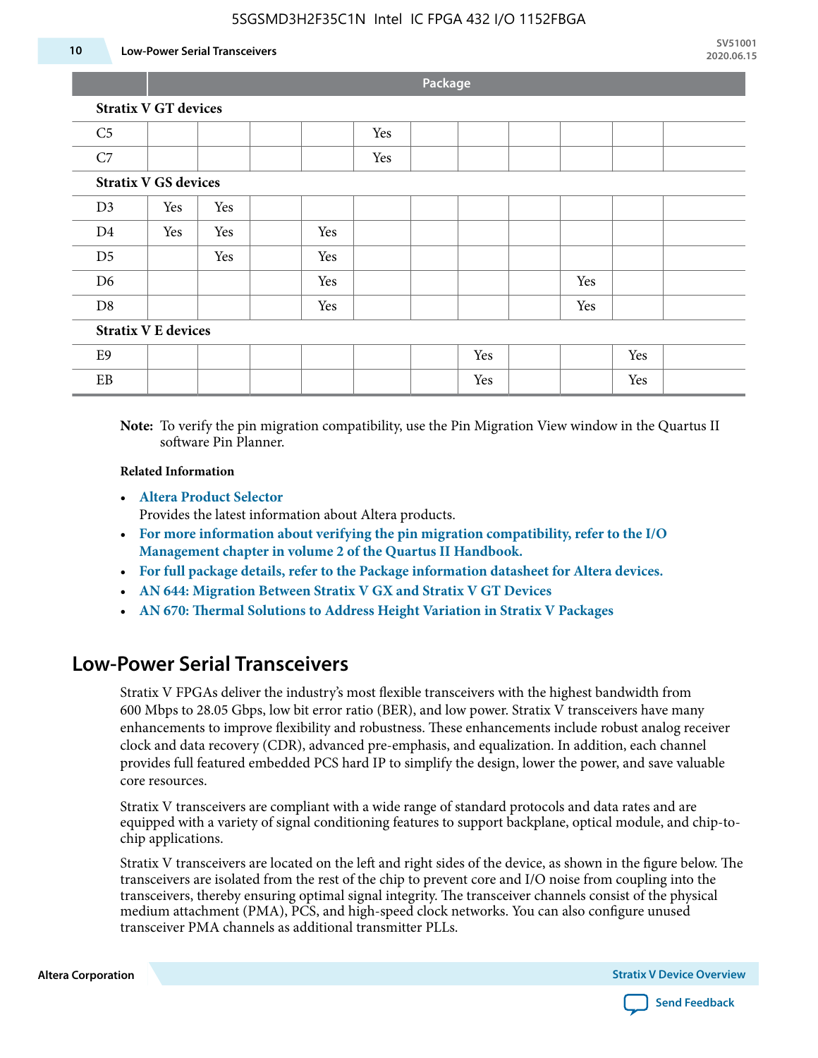| | Package | | | | | | | | | | |
|---|---|---|---|---|---|---|---|---|---|---|---|
| **Stratix V GT devices** | | | | | | | | | | | |
| C5 | | | | | Yes | | | | | | |
| C7 | | | | | Yes | | | | | | |
| **Stratix V GS devices** | | | | | | | | | | | |
| D3 | Yes | Yes | | | | | | | | | |
| D4 | Yes | Yes | | Yes | | | | | | | |
| D5 | | Yes | | Yes | | | | | | | |
| D6 | | | | Yes | | | | | Yes | | |
| D8 | | | | Yes | | | | | Yes | | |
| **Stratix V E devices** | | | | | | | | | | | |
| E9 | | | | | | | Yes | | | Yes | |
| EB | | | | | | | Yes | | | Yes | |

**Note:** To verify the pin migration compatibility, use the Pin Migration View window in the Quartus II software Pin Planner.

**Related Information**

- **Altera Product Selector**
  Provides the latest information about Altera products.
- **For more information about verifying the pin migration compatibility, refer to the I/O Management chapter in volume 2 of the Quartus II Handbook.**
- **For full package details, refer to the Package information datasheet for Altera devices.**
- **AN 644: Migration Between Stratix V GX and Stratix V GT Devices**
- **AN 670: Thermal Solutions to Address Height Variation in Stratix V Packages**

## Low-Power Serial Transceivers

Stratix V FPGAs deliver the industry's most flexible transceivers with the highest bandwidth from 600 Mbps to 28.05 Gbps, low bit error ratio (BER), and low power. Stratix V transceivers have many enhancements to improve flexibility and robustness. These enhancements include robust analog receiver clock and data recovery (CDR), advanced pre-emphasis, and equalization. In addition, each channel provides full featured embedded PCS hard IP to simplify the design, lower the power, and save valuable core resources.

Stratix V transceivers are compliant with a wide range of standard protocols and data rates and are equipped with a variety of signal conditioning features to support backplane, optical module, and chip-to-chip applications.

Stratix V transceivers are located on the left and right sides of the device, as shown in the figure below. The transceivers are isolated from the rest of the chip to prevent core and I/O noise from coupling into the transceivers, thereby ensuring optimal signal integrity. The transceiver channels consist of the physical medium attachment (PMA), PCS, and high-speed clock networks. You can also configure unused transceiver PMA channels as additional transmitter PLLs.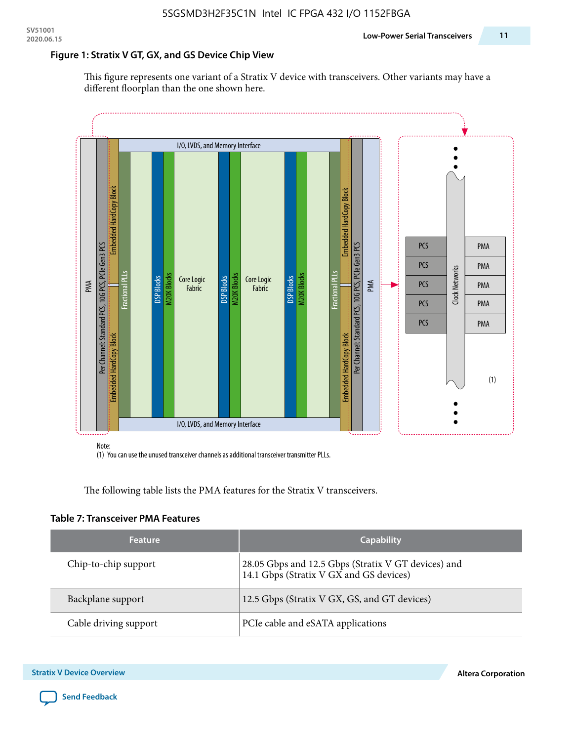**Figure 1: Stratix V GT, GX, and GS Device Chip View**

This figure represents one variant of a Stratix V device with transceivers. Other variants may have a different floorplan than the one shown here.

Note:
(1) You can use the unused transceiver channels as additional transceiver transmitter PLLs.

The following table lists the PMA features for the Stratix V transceivers.

**Table 7: Transceiver PMA Features**

| Feature | Capability |
| --- | --- |
| Chip-to-chip support | 28.05 Gbps and 12.5 Gbps (Stratix V GT devices) and 14.1 Gbps (Stratix V GX and GS devices) |
| Backplane support | 12.5 Gbps (Stratix V GX, GS, and GT devices) |
| Cable driving support | PCIe cable and eSATA applications |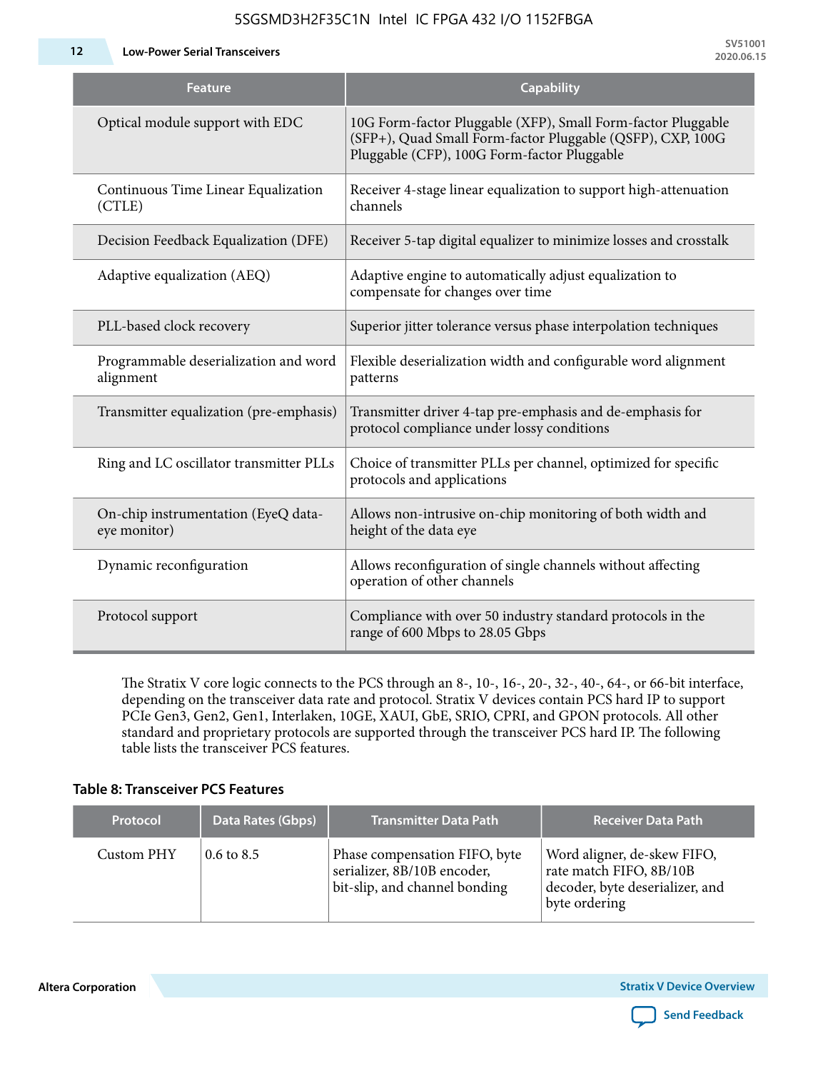| Feature | Capability |
| --- | --- |
| Optical module support with EDC | 10G Form-factor Pluggable (XFP), Small Form-factor Pluggable (SFP+), Quad Small Form-factor Pluggable (QSFP), CXP, 100G Pluggable (CFP), 100G Form-factor Pluggable |
| Continuous Time Linear Equalization (CTLE) | Receiver 4-stage linear equalization to support high-attenuation channels |
| Decision Feedback Equalization (DFE) | Receiver 5-tap digital equalizer to minimize losses and crosstalk |
| Adaptive equalization (AEQ) | Adaptive engine to automatically adjust equalization to compensate for changes over time |
| PLL-based clock recovery | Superior jitter tolerance versus phase interpolation techniques |
| Programmable deserialization and word alignment | Flexible deserialization width and configurable word alignment patterns |
| Transmitter equalization (pre-emphasis) | Transmitter driver 4-tap pre-emphasis and de-emphasis for protocol compliance under lossy conditions |
| Ring and LC oscillator transmitter PLLs | Choice of transmitter PLLs per channel, optimized for specific protocols and applications |
| On-chip instrumentation (EyeQ data-eye monitor) | Allows non-intrusive on-chip monitoring of both width and height of the data eye |
| Dynamic reconfiguration | Allows reconfiguration of single channels without affecting operation of other channels |
| Protocol support | Compliance with over 50 industry standard protocols in the range of 600 Mbps to 28.05 Gbps |

The Stratix V core logic connects to the PCS through an 8-, 10-, 16-, 20-, 32-, 40-, 64-, or 66-bit interface, depending on the transceiver data rate and protocol. Stratix V devices contain PCS hard IP to support PCIe Gen3, Gen2, Gen1, Interlaken, 10GE, XAUI, GbE, SRIO, CPRI, and GPON protocols. All other standard and proprietary protocols are supported through the transceiver PCS hard IP. The following table lists the transceiver PCS features.

**Table 8: Transceiver PCS Features**

| Protocol | Data Rates (Gbps) | Transmitter Data Path | Receiver Data Path |
| --- | --- | --- | --- |
| Custom PHY | 0.6 to 8.5 | Phase compensation FIFO, byte serializer, 8B/10B encoder, bit-slip, and channel bonding | Word aligner, de-skew FIFO, rate match FIFO, 8B/10B decoder, byte deserializer, and byte ordering |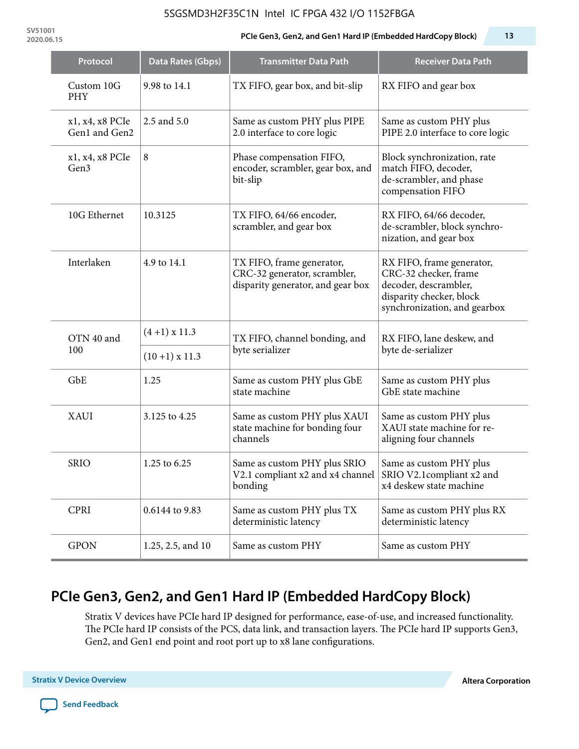| Protocol | Data Rates (Gbps) | Transmitter Data Path | Receiver Data Path |
|---|---|---|---|
| Custom 10G PHY | 9.98 to 14.1 | TX FIFO, gear box, and bit-slip | RX FIFO and gear box |
| x1, x4, x8 PCIe Gen1 and Gen2 | 2.5 and 5.0 | Same as custom PHY plus PIPE 2.0 interface to core logic | Same as custom PHY plus PIPE 2.0 interface to core logic |
| x1, x4, x8 PCIe Gen3 | 8 | Phase compensation FIFO, encoder, scrambler, gear box, and bit-slip | Block synchronization, rate match FIFO, decoder, de-scrambler, and phase compensation FIFO |
| 10G Ethernet | 10.3125 | TX FIFO, 64/66 encoder, scrambler, and gear box | RX FIFO, 64/66 decoder, de-scrambler, block synchronization, and gear box |
| Interlaken | 4.9 to 14.1 | TX FIFO, frame generator, CRC-32 generator, scrambler, disparity generator, and gear box | RX FIFO, frame generator, CRC-32 checker, frame decoder, descrambler, disparity checker, block synchronization, and gearbox |
| OTN 40 and 100 | (4 +1) x 11.3 | TX FIFO, channel bonding, and byte serializer | RX FIFO, lane deskew, and byte de-serializer |
| | (10 +1) x 11.3 | | |
| GbE | 1.25 | Same as custom PHY plus GbE state machine | Same as custom PHY plus GbE state machine |
| XAUI | 3.125 to 4.25 | Same as custom PHY plus XAUI state machine for bonding four channels | Same as custom PHY plus XAUI state machine for re-aligning four channels |
| SRIO | 1.25 to 6.25 | Same as custom PHY plus SRIO V2.1 compliant x2 and x4 channel bonding | Same as custom PHY plus SRIO V2.1compliant x2 and x4 deskew state machine |
| CPRI | 0.6144 to 9.83 | Same as custom PHY plus TX deterministic latency | Same as custom PHY plus RX deterministic latency |
| GPON | 1.25, 2.5, and 10 | Same as custom PHY | Same as custom PHY |

## PCIe Gen3, Gen2, and Gen1 Hard IP (Embedded HardCopy Block)

Stratix V devices have PCIe hard IP designed for performance, ease-of-use, and increased functionality. The PCIe hard IP consists of the PCS, data link, and transaction layers. The PCIe hard IP supports Gen3, Gen2, and Gen1 end point and root port up to x8 lane configurations.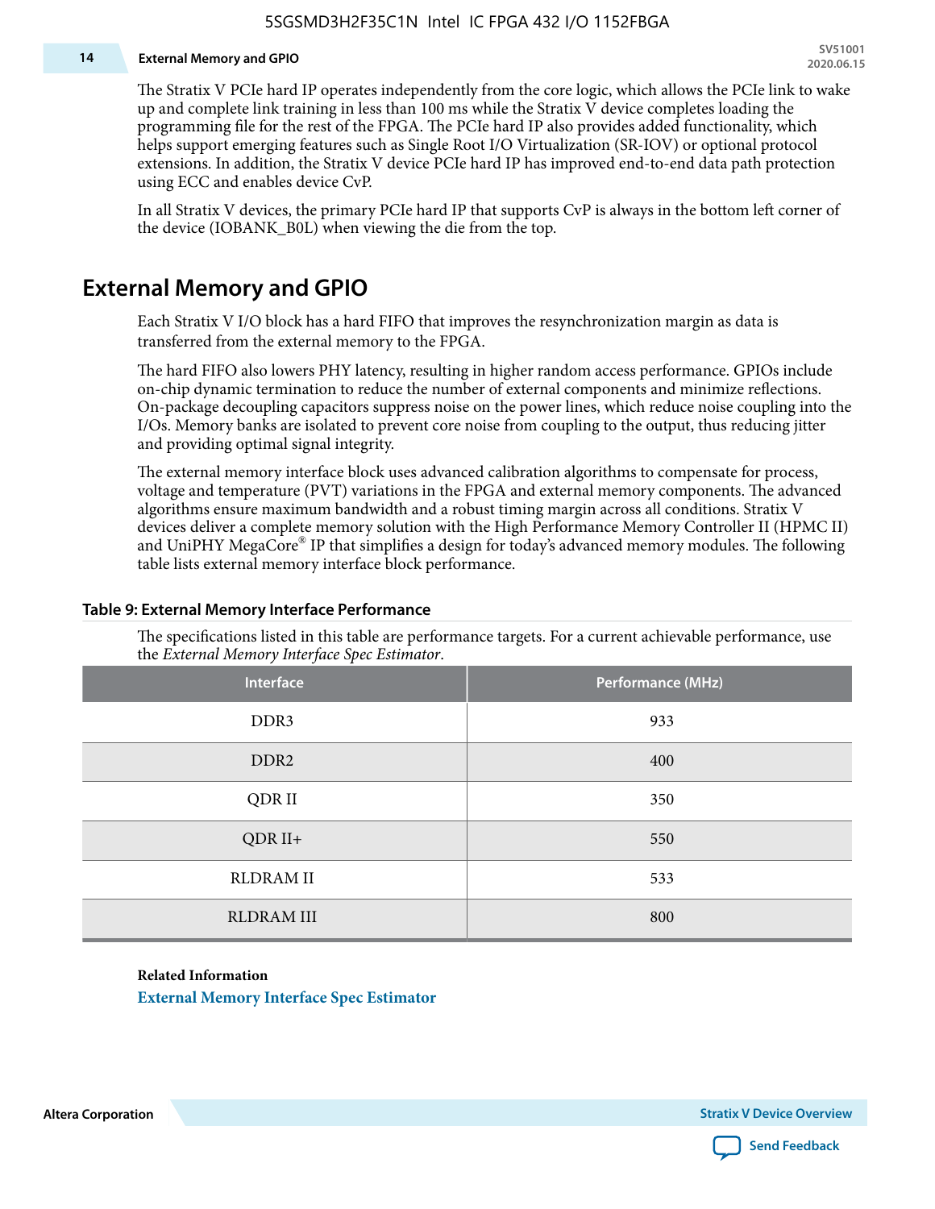The Stratix V PCIe hard IP operates independently from the core logic, which allows the PCIe link to wake up and complete link training in less than 100 ms while the Stratix V device completes loading the programming file for the rest of the FPGA. The PCIe hard IP also provides added functionality, which helps support emerging features such as Single Root I/O Virtualization (SR-IOV) or optional protocol extensions. In addition, the Stratix V device PCIe hard IP has improved end-to-end data path protection using ECC and enables device CvP.

In all Stratix V devices, the primary PCIe hard IP that supports CvP is always in the bottom left corner of the device (IOBANK_B0L) when viewing the die from the top.

## External Memory and GPIO

Each Stratix V I/O block has a hard FIFO that improves the resynchronization margin as data is transferred from the external memory to the FPGA.

The hard FIFO also lowers PHY latency, resulting in higher random access performance. GPIOs include on-chip dynamic termination to reduce the number of external components and minimize reflections. On-package decoupling capacitors suppress noise on the power lines, which reduce noise coupling into the I/Os. Memory banks are isolated to prevent core noise from coupling to the output, thus reducing jitter and providing optimal signal integrity.

The external memory interface block uses advanced calibration algorithms to compensate for process, voltage and temperature (PVT) variations in the FPGA and external memory components. The advanced algorithms ensure maximum bandwidth and a robust timing margin across all conditions. Stratix V devices deliver a complete memory solution with the High Performance Memory Controller II (HPMC II) and UniPHY MegaCore® IP that simplifies a design for today's advanced memory modules. The following table lists external memory interface block performance.

**Table 9: External Memory Interface Performance**

The specifications listed in this table are performance targets. For a current achievable performance, use the *External Memory Interface Spec Estimator*.

| Interface | Performance (MHz) |
|---|---|
| DDR3 | 933 |
| DDR2 | 400 |
| QDR II | 350 |
| QDR II+ | 550 |
| RLDRAM II | 533 |
| RLDRAM III | 800 |

**Related Information**

External Memory Interface Spec Estimator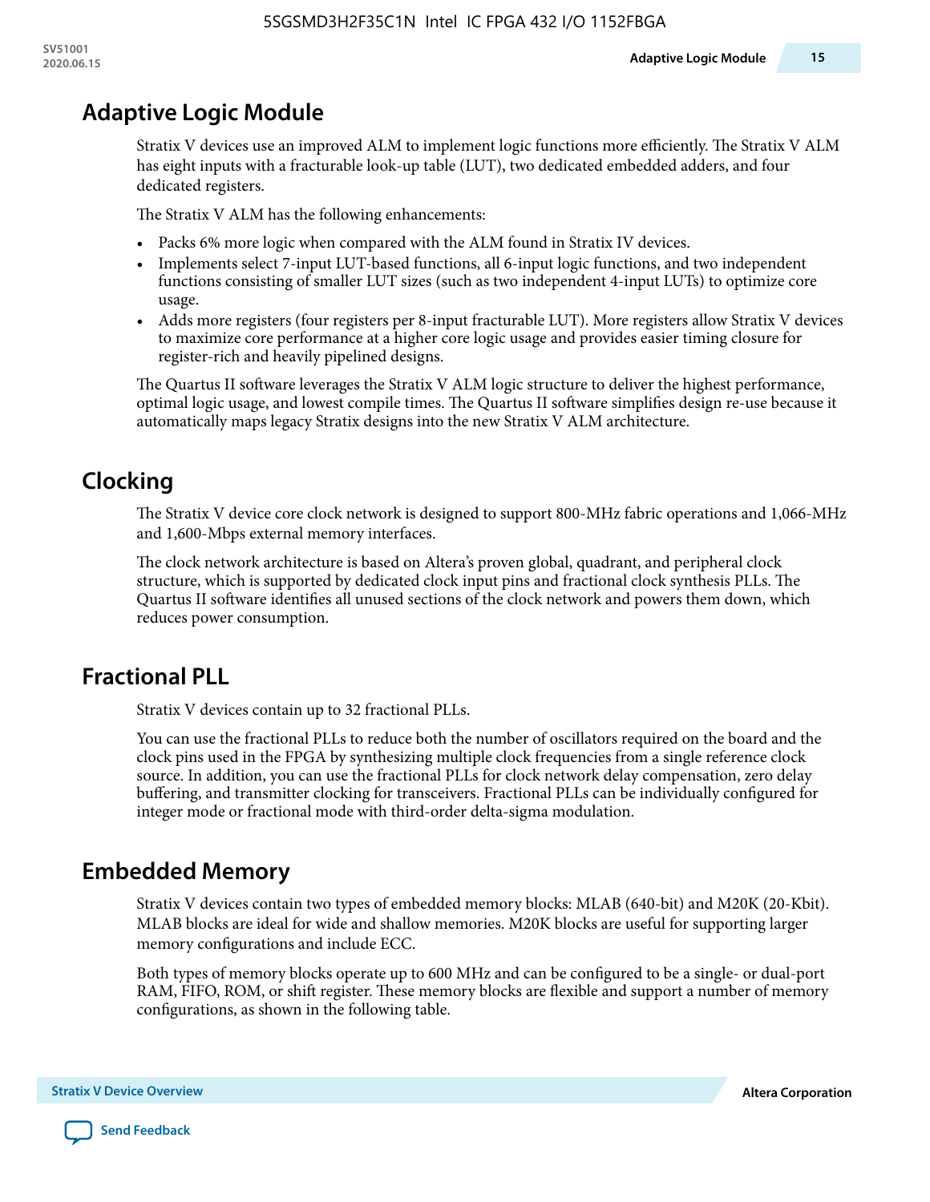## Adaptive Logic Module

Stratix V devices use an improved ALM to implement logic functions more efficiently. The Stratix V ALM has eight inputs with a fracturable look-up table (LUT), two dedicated embedded adders, and four dedicated registers.

The Stratix V ALM has the following enhancements:

- Packs 6% more logic when compared with the ALM found in Stratix IV devices.
- Implements select 7-input LUT-based functions, all 6-input logic functions, and two independent functions consisting of smaller LUT sizes (such as two independent 4-input LUTs) to optimize core usage.
- Adds more registers (four registers per 8-input fracturable LUT). More registers allow Stratix V devices to maximize core performance at a higher core logic usage and provides easier timing closure for register-rich and heavily pipelined designs.

The Quartus II software leverages the Stratix V ALM logic structure to deliver the highest performance, optimal logic usage, and lowest compile times. The Quartus II software simplifies design re-use because it automatically maps legacy Stratix designs into the new Stratix V ALM architecture.

## Clocking

The Stratix V device core clock network is designed to support 800-MHz fabric operations and 1,066-MHz and 1,600-Mbps external memory interfaces.

The clock network architecture is based on Altera's proven global, quadrant, and peripheral clock structure, which is supported by dedicated clock input pins and fractional clock synthesis PLLs. The Quartus II software identifies all unused sections of the clock network and powers them down, which reduces power consumption.

## Fractional PLL

Stratix V devices contain up to 32 fractional PLLs.

You can use the fractional PLLs to reduce both the number of oscillators required on the board and the clock pins used in the FPGA by synthesizing multiple clock frequencies from a single reference clock source. In addition, you can use the fractional PLLs for clock network delay compensation, zero delay buffering, and transmitter clocking for transceivers. Fractional PLLs can be individually configured for integer mode or fractional mode with third-order delta-sigma modulation.

## Embedded Memory

Stratix V devices contain two types of embedded memory blocks: MLAB (640-bit) and M20K (20-Kbit). MLAB blocks are ideal for wide and shallow memories. M20K blocks are useful for supporting larger memory configurations and include ECC.

Both types of memory blocks operate up to 600 MHz and can be configured to be a single- or dual-port RAM, FIFO, ROM, or shift register. These memory blocks are flexible and support a number of memory configurations, as shown in the following table.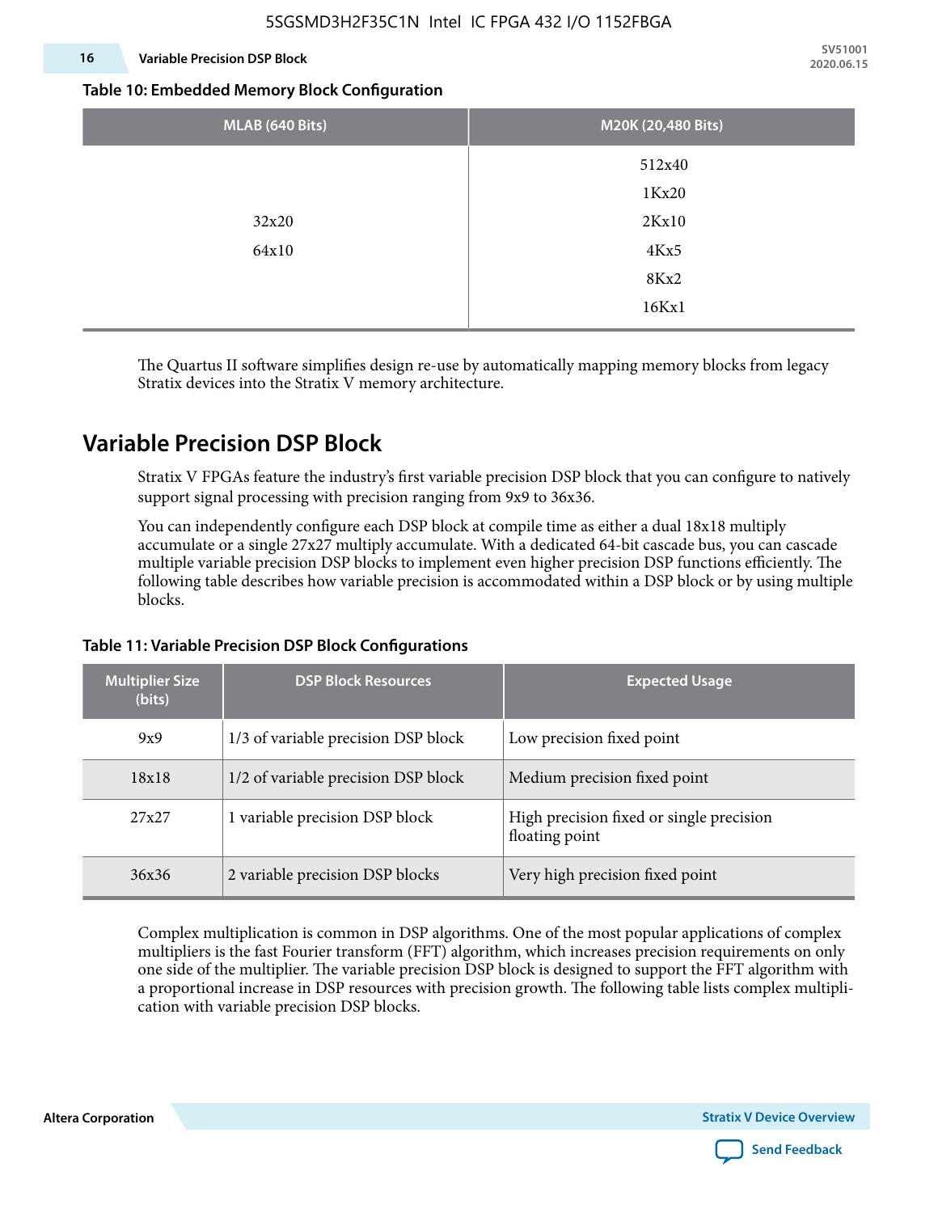**Table 10: Embedded Memory Block Configuration**

| MLAB (640 Bits) | M20K (20,480 Bits) |
|---|---|
| 32x20<br>64x10 | 512x40<br>1Kx20<br>2Kx10<br>4Kx5<br>8Kx2<br>16Kx1 |

The Quartus II software simplifies design re-use by automatically mapping memory blocks from legacy Stratix devices into the Stratix V memory architecture.

## Variable Precision DSP Block

Stratix V FPGAs feature the industry's first variable precision DSP block that you can configure to natively support signal processing with precision ranging from 9x9 to 36x36.

You can independently configure each DSP block at compile time as either a dual 18x18 multiply accumulate or a single 27x27 multiply accumulate. With a dedicated 64-bit cascade bus, you can cascade multiple variable precision DSP blocks to implement even higher precision DSP functions efficiently. The following table describes how variable precision is accommodated within a DSP block or by using multiple blocks.

**Table 11: Variable Precision DSP Block Configurations**

| Multiplier Size (bits) | DSP Block Resources | Expected Usage |
|---|---|---|
| 9x9 | 1/3 of variable precision DSP block | Low precision fixed point |
| 18x18 | 1/2 of variable precision DSP block | Medium precision fixed point |
| 27x27 | 1 variable precision DSP block | High precision fixed or single precision floating point |
| 36x36 | 2 variable precision DSP blocks | Very high precision fixed point |

Complex multiplication is common in DSP algorithms. One of the most popular applications of complex multipliers is the fast Fourier transform (FFT) algorithm, which increases precision requirements on only one side of the multiplier. The variable precision DSP block is designed to support the FFT algorithm with a proportional increase in DSP resources with precision growth. The following table lists complex multiplication with variable precision DSP blocks.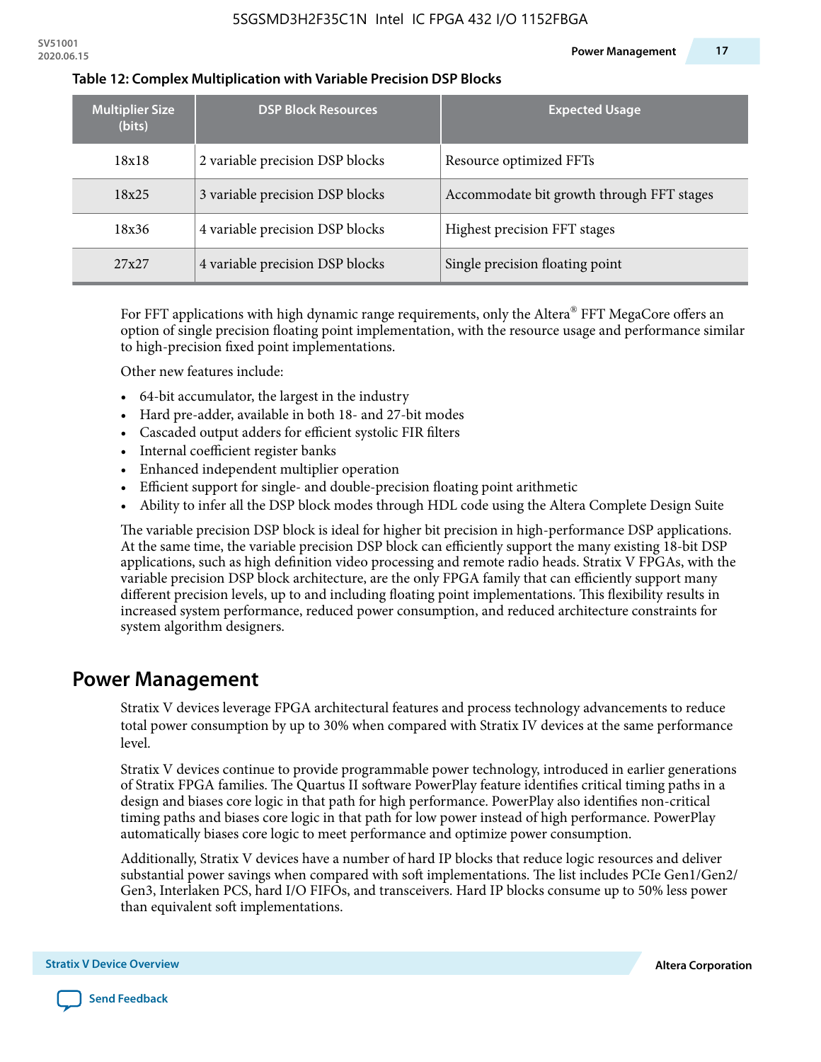**Table 12: Complex Multiplication with Variable Precision DSP Blocks**

| Multiplier Size (bits) | DSP Block Resources | Expected Usage |
|---|---|---|
| 18x18 | 2 variable precision DSP blocks | Resource optimized FFTs |
| 18x25 | 3 variable precision DSP blocks | Accommodate bit growth through FFT stages |
| 18x36 | 4 variable precision DSP blocks | Highest precision FFT stages |
| 27x27 | 4 variable precision DSP blocks | Single precision floating point |

For FFT applications with high dynamic range requirements, only the Altera® FFT MegaCore offers an option of single precision floating point implementation, with the resource usage and performance similar to high-precision fixed point implementations.

Other new features include:

- 64-bit accumulator, the largest in the industry
- Hard pre-adder, available in both 18- and 27-bit modes
- Cascaded output adders for efficient systolic FIR filters
- Internal coefficient register banks
- Enhanced independent multiplier operation
- Efficient support for single- and double-precision floating point arithmetic
- Ability to infer all the DSP block modes through HDL code using the Altera Complete Design Suite

The variable precision DSP block is ideal for higher bit precision in high-performance DSP applications. At the same time, the variable precision DSP block can efficiently support the many existing 18-bit DSP applications, such as high definition video processing and remote radio heads. Stratix V FPGAs, with the variable precision DSP block architecture, are the only FPGA family that can efficiently support many different precision levels, up to and including floating point implementations. This flexibility results in increased system performance, reduced power consumption, and reduced architecture constraints for system algorithm designers.

## Power Management

Stratix V devices leverage FPGA architectural features and process technology advancements to reduce total power consumption by up to 30% when compared with Stratix IV devices at the same performance level.

Stratix V devices continue to provide programmable power technology, introduced in earlier generations of Stratix FPGA families. The Quartus II software PowerPlay feature identifies critical timing paths in a design and biases core logic in that path for high performance. PowerPlay also identifies non-critical timing paths and biases core logic in that path for low power instead of high performance. PowerPlay automatically biases core logic to meet performance and optimize power consumption.

Additionally, Stratix V devices have a number of hard IP blocks that reduce logic resources and deliver substantial power savings when compared with soft implementations. The list includes PCIe Gen1/Gen2/Gen3, Interlaken PCS, hard I/O FIFOs, and transceivers. Hard IP blocks consume up to 50% less power than equivalent soft implementations.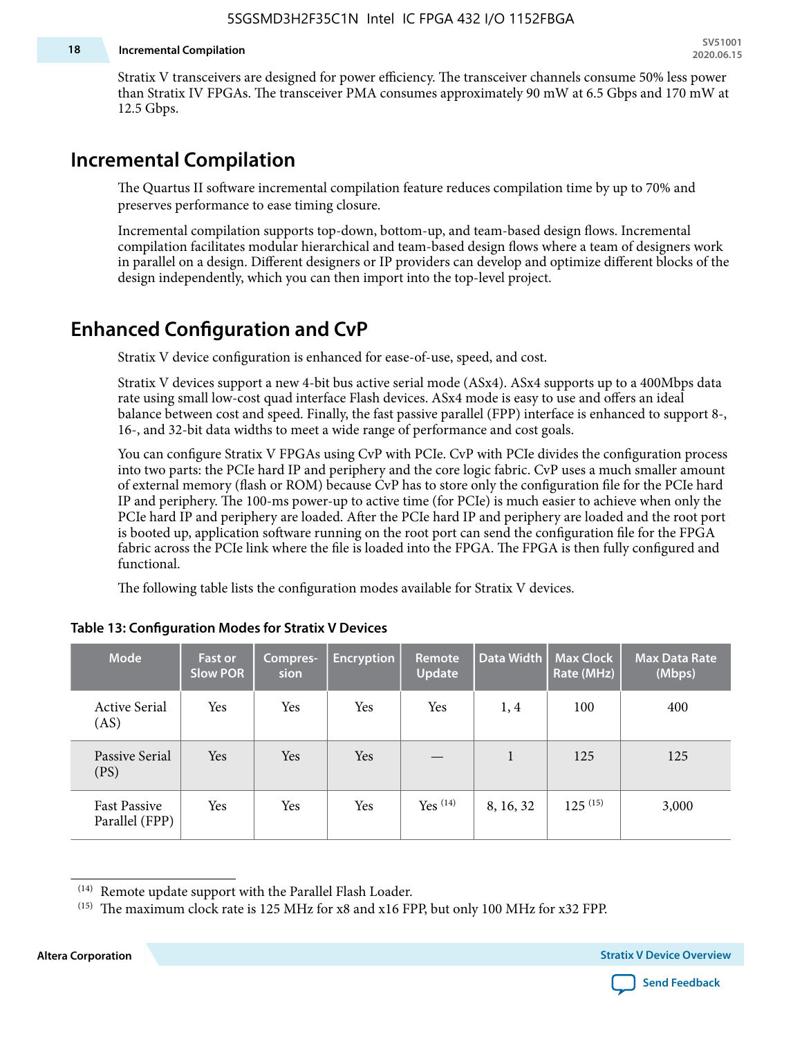Stratix V transceivers are designed for power efficiency. The transceiver channels consume 50% less power than Stratix IV FPGAs. The transceiver PMA consumes approximately 90 mW at 6.5 Gbps and 170 mW at 12.5 Gbps.

## Incremental Compilation

The Quartus II software incremental compilation feature reduces compilation time by up to 70% and preserves performance to ease timing closure.

Incremental compilation supports top-down, bottom-up, and team-based design flows. Incremental compilation facilitates modular hierarchical and team-based design flows where a team of designers work in parallel on a design. Different designers or IP providers can develop and optimize different blocks of the design independently, which you can then import into the top-level project.

## Enhanced Configuration and CvP

Stratix V device configuration is enhanced for ease-of-use, speed, and cost.

Stratix V devices support a new 4-bit bus active serial mode (ASx4). ASx4 supports up to a 400Mbps data rate using small low-cost quad interface Flash devices. ASx4 mode is easy to use and offers an ideal balance between cost and speed. Finally, the fast passive parallel (FPP) interface is enhanced to support 8-, 16-, and 32-bit data widths to meet a wide range of performance and cost goals.

You can configure Stratix V FPGAs using CvP with PCIe. CvP with PCIe divides the configuration process into two parts: the PCIe hard IP and periphery and the core logic fabric. CvP uses a much smaller amount of external memory (flash or ROM) because CvP has to store only the configuration file for the PCIe hard IP and periphery. The 100-ms power-up to active time (for PCIe) is much easier to achieve when only the PCIe hard IP and periphery are loaded. After the PCIe hard IP and periphery are loaded and the root port is booted up, application software running on the root port can send the configuration file for the FPGA fabric across the PCIe link where the file is loaded into the FPGA. The FPGA is then fully configured and functional.

The following table lists the configuration modes available for Stratix V devices.

**Table 13: Configuration Modes for Stratix V Devices**

| Mode | Fast or Slow POR | Compres-sion | Encryption | Remote Update | Data Width | Max Clock Rate (MHz) | Max Data Rate (Mbps) |
|---|---|---|---|---|---|---|---|
| Active Serial (AS) | Yes | Yes | Yes | Yes | 1, 4 | 100 | 400 |
| Passive Serial (PS) | Yes | Yes | Yes | — | 1 | 125 | 125 |
| Fast Passive Parallel (FPP) | Yes | Yes | Yes | Yes [14] | 8, 16, 32 | 125 [15] | 3,000 |

[14] Remote update support with the Parallel Flash Loader.

[15] The maximum clock rate is 125 MHz for x8 and x16 FPP, but only 100 MHz for x32 FPP.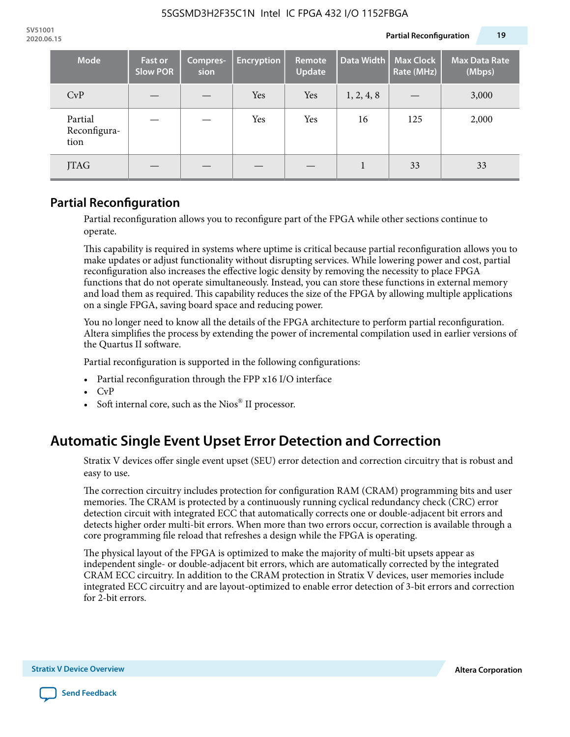| Mode | Fast or Slow POR | Compres-sion | Encryption | Remote Update | Data Width | Max Clock Rate (MHz) | Max Data Rate (Mbps) |
|---|---|---|---|---|---|---|---|
| CvP | — | — | Yes | Yes | 1, 2, 4, 8 | — | 3,000 |
| Partial Reconfigura-tion | — | — | Yes | Yes | 16 | 125 | 2,000 |
| JTAG | — | — | — | — | 1 | 33 | 33 |

## Partial Reconfiguration

Partial reconfiguration allows you to reconfigure part of the FPGA while other sections continue to operate.

This capability is required in systems where uptime is critical because partial reconfiguration allows you to make updates or adjust functionality without disrupting services. While lowering power and cost, partial reconfiguration also increases the effective logic density by removing the necessity to place FPGA functions that do not operate simultaneously. Instead, you can store these functions in external memory and load them as required. This capability reduces the size of the FPGA by allowing multiple applications on a single FPGA, saving board space and reducing power.

You no longer need to know all the details of the FPGA architecture to perform partial reconfiguration. Altera simplifies the process by extending the power of incremental compilation used in earlier versions of the Quartus II software.

Partial reconfiguration is supported in the following configurations:

- Partial reconfiguration through the FPP x16 I/O interface
- CvP
- Soft internal core, such as the Nios® II processor.

# Automatic Single Event Upset Error Detection and Correction

Stratix V devices offer single event upset (SEU) error detection and correction circuitry that is robust and easy to use.

The correction circuitry includes protection for configuration RAM (CRAM) programming bits and user memories. The CRAM is protected by a continuously running cyclical redundancy check (CRC) error detection circuit with integrated ECC that automatically corrects one or double-adjacent bit errors and detects higher order multi-bit errors. When more than two errors occur, correction is available through a core programming file reload that refreshes a design while the FPGA is operating.

The physical layout of the FPGA is optimized to make the majority of multi-bit upsets appear as independent single- or double-adjacent bit errors, which are automatically corrected by the integrated CRAM ECC circuitry. In addition to the CRAM protection in Stratix V devices, user memories include integrated ECC circuitry and are layout-optimized to enable error detection of 3-bit errors and correction for 2-bit errors.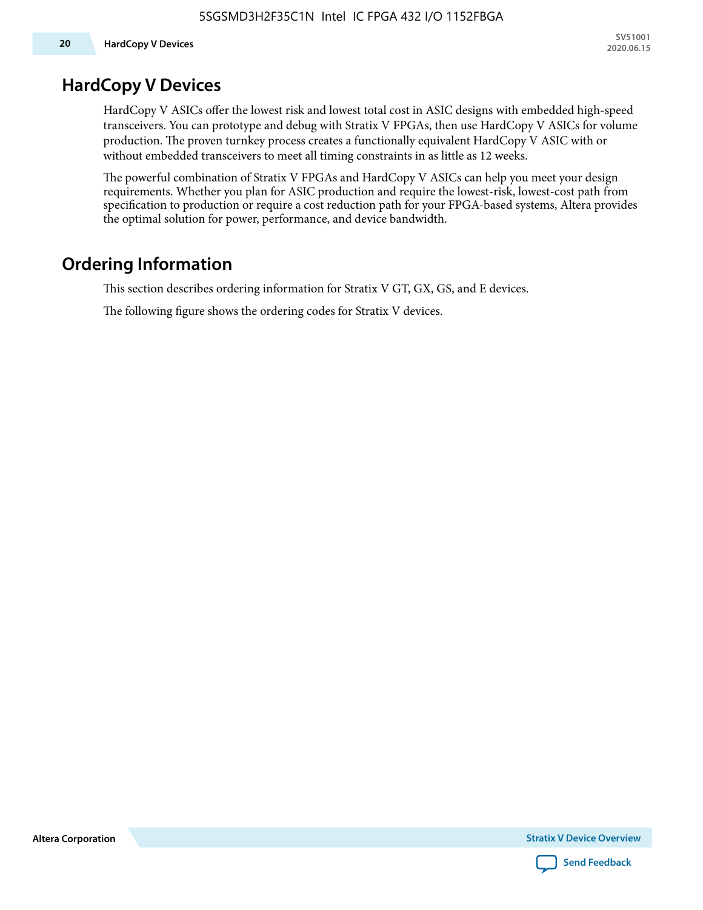## HardCopy V Devices

HardCopy V ASICs offer the lowest risk and lowest total cost in ASIC designs with embedded high-speed transceivers. You can prototype and debug with Stratix V FPGAs, then use HardCopy V ASICs for volume production. The proven turnkey process creates a functionally equivalent HardCopy V ASIC with or without embedded transceivers to meet all timing constraints in as little as 12 weeks.

The powerful combination of Stratix V FPGAs and HardCopy V ASICs can help you meet your design requirements. Whether you plan for ASIC production and require the lowest-risk, lowest-cost path from specification to production or require a cost reduction path for your FPGA-based systems, Altera provides the optimal solution for power, performance, and device bandwidth.

## Ordering Information

This section describes ordering information for Stratix V GT, GX, GS, and E devices.

The following figure shows the ordering codes for Stratix V devices.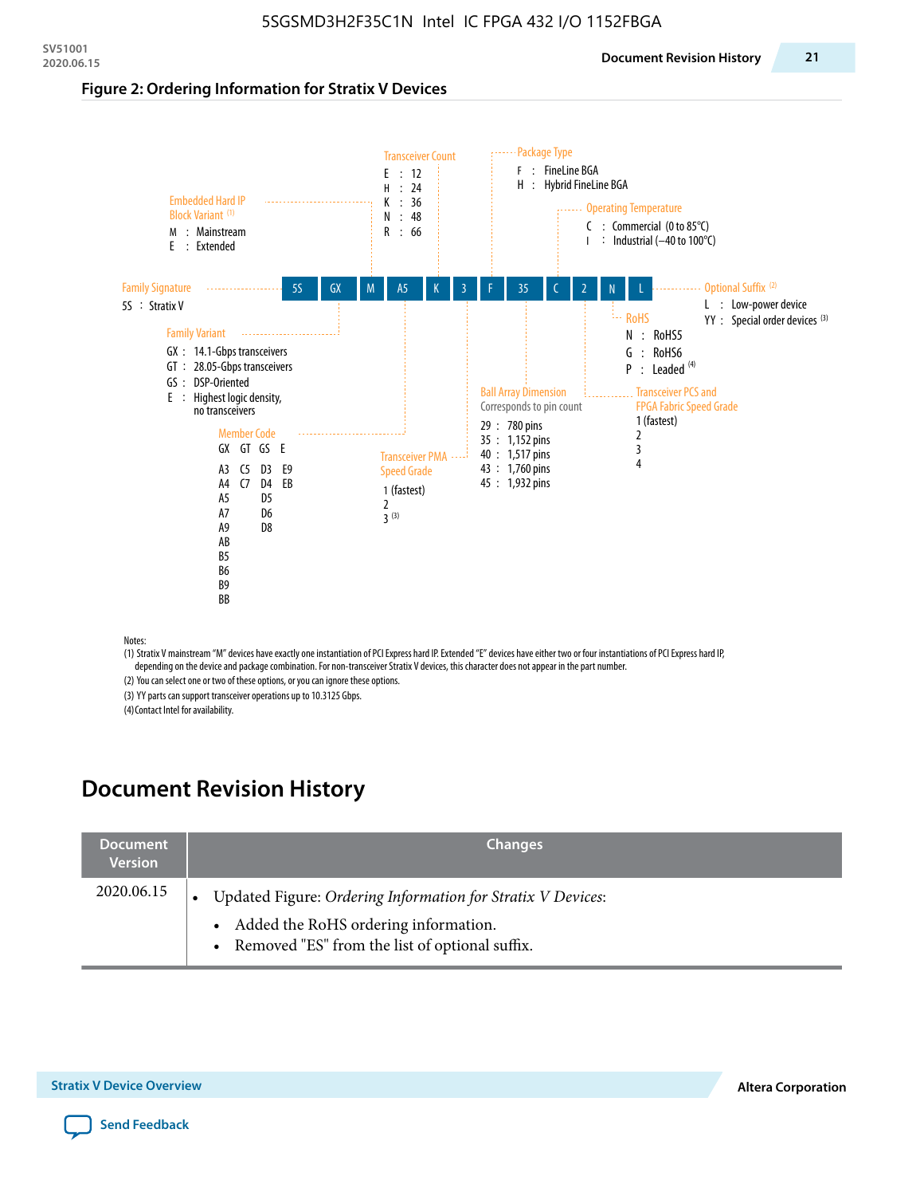## Figure 2: Ordering Information for Stratix V Devices

5S | GX | M | A5 | K | 3 | F | 35 | C | 2 | N | L

**Family Signature**
5S : Stratix V

**Family Variant**
- GX : 14.1-Gbps transceivers
- GT : 28.05-Gbps transceivers
- GS : DSP-Oriented
- E : Highest logic density, no transceivers

**Embedded Hard IP Block Variant** [(1)]
- M : Mainstream
- E : Extended

**Member Code**

| GX | GT | GS | E |
|---|---|---|---|
| A3 | C5 | D3 | E9 |
| A4 | C7 | D4 | EB |
| A5 | | D5 | |
| A7 | | D6 | |
| A9 | | D8 | |
| AB | | | |
| B5 | | | |
| B6 | | | |
| B9 | | | |
| BB | | | |

**Transceiver Count**
- E : 12
- H : 24
- K : 36
- N : 48
- R : 66

**Transceiver PMA Speed Grade**
- 1 (fastest)
- 2
- 3 [(3)]

**Package Type**
- F : FineLine BGA
- H : Hybrid FineLine BGA

**Ball Array Dimension**
Corresponds to pin count
- 29 : 780 pins
- 35 : 1,152 pins
- 40 : 1,517 pins
- 43 : 1,760 pins
- 45 : 1,932 pins

**Operating Temperature**
- C : Commercial (0 to 85°C)
- I : Industrial (–40 to 100°C)

**Transceiver PCS and FPGA Fabric Speed Grade**
- 1 (fastest)
- 2
- 3
- 4

**RoHS**
- N : RoHS5
- G : RoHS6
- P : Leaded [(4)]

**Optional Suffix** [(2)]
- L : Low-power device
- YY : Special order devices [(3)]

Notes:
(1) Stratix V mainstream "M" devices have exactly one instantiation of PCI Express hard IP. Extended "E" devices have either two or four instantiations of PCI Express hard IP, depending on the device and package combination. For non-transceiver Stratix V devices, this character does not appear in the part number.
(2) You can select one or two of these options, or you can ignore these options.
(3) YY parts can support transceiver operations up to 10.3125 Gbps.
(4) Contact Intel for availability.

# Document Revision History

| Document Version | Changes |
|---|---|
| 2020.06.15 | • Updated Figure: *Ordering Information for Stratix V Devices*:<br>&nbsp;&nbsp;• Added the RoHS ordering information.<br>&nbsp;&nbsp;• Removed "ES" from the list of optional suffix. |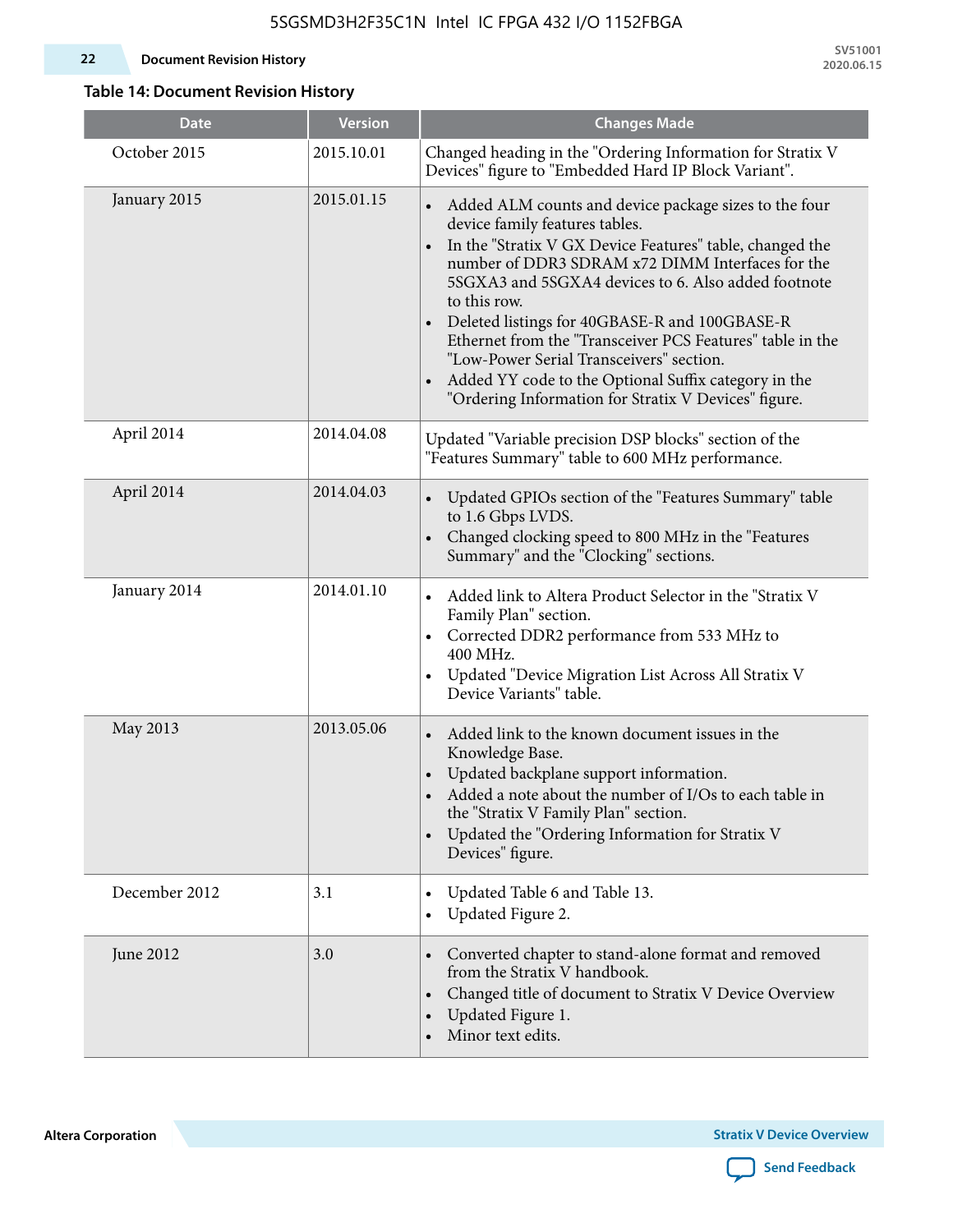**Table 14: Document Revision History**

| Date | Version | Changes Made |
|---|---|---|
| October 2015 | 2015.10.01 | Changed heading in the "Ordering Information for Stratix V Devices" figure to "Embedded Hard IP Block Variant". |
| January 2015 | 2015.01.15 | • Added ALM counts and device package sizes to the four device family features tables.<br>• In the "Stratix V GX Device Features" table, changed the number of DDR3 SDRAM x72 DIMM Interfaces for the 5SGXA3 and 5SGXA4 devices to 6. Also added footnote to this row.<br>• Deleted listings for 40GBASE-R and 100GBASE-R Ethernet from the "Transceiver PCS Features" table in the "Low-Power Serial Transceivers" section.<br>• Added YY code to the Optional Suffix category in the "Ordering Information for Stratix V Devices" figure. |
| April 2014 | 2014.04.08 | Updated "Variable precision DSP blocks" section of the "Features Summary" table to 600 MHz performance. |
| April 2014 | 2014.04.03 | • Updated GPIOs section of the "Features Summary" table to 1.6 Gbps LVDS.<br>• Changed clocking speed to 800 MHz in the "Features Summary" and the "Clocking" sections. |
| January 2014 | 2014.01.10 | • Added link to Altera Product Selector in the "Stratix V Family Plan" section.<br>• Corrected DDR2 performance from 533 MHz to 400 MHz.<br>• Updated "Device Migration List Across All Stratix V Device Variants" table. |
| May 2013 | 2013.05.06 | • Added link to the known document issues in the Knowledge Base.<br>• Updated backplane support information.<br>• Added a note about the number of I/Os to each table in the "Stratix V Family Plan" section.<br>• Updated the "Ordering Information for Stratix V Devices" figure. |
| December 2012 | 3.1 | • Updated Table 6 and Table 13.<br>• Updated Figure 2. |
| June 2012 | 3.0 | • Converted chapter to stand-alone format and removed from the Stratix V handbook.<br>• Changed title of document to Stratix V Device Overview<br>• Updated Figure 1.<br>• Minor text edits. |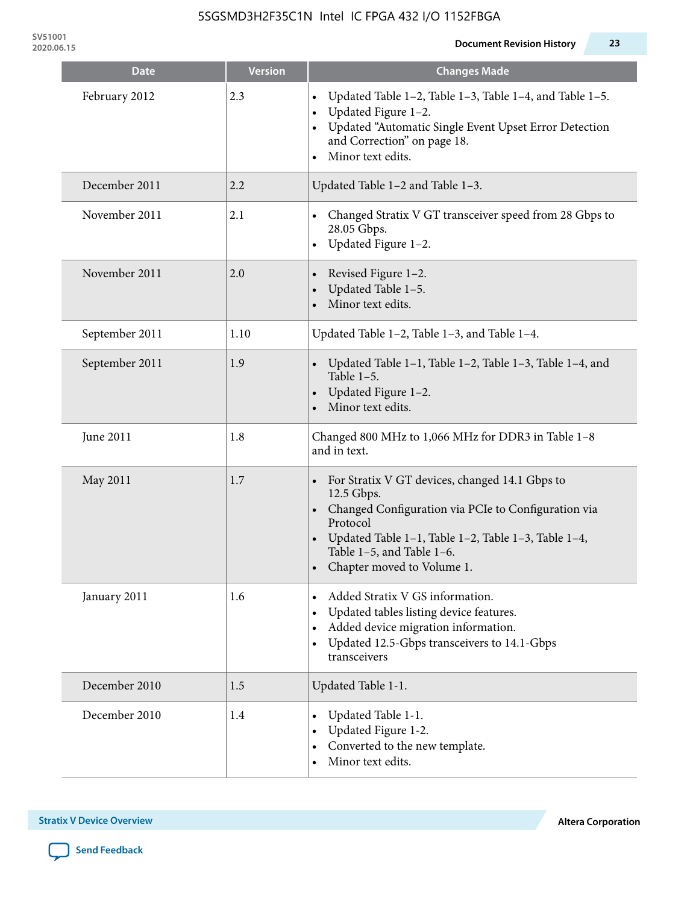| Date | Version | Changes Made |
|---|---|---|
| February 2012 | 2.3 | • Updated Table 1–2, Table 1–3, Table 1–4, and Table 1–5.<br>• Updated Figure 1–2.<br>• Updated "Automatic Single Event Upset Error Detection and Correction" on page 18.<br>• Minor text edits. |
| December 2011 | 2.2 | Updated Table 1–2 and Table 1–3. |
| November 2011 | 2.1 | • Changed Stratix V GT transceiver speed from 28 Gbps to 28.05 Gbps.<br>• Updated Figure 1–2. |
| November 2011 | 2.0 | • Revised Figure 1–2.<br>• Updated Table 1–5.<br>• Minor text edits. |
| September 2011 | 1.10 | Updated Table 1–2, Table 1–3, and Table 1–4. |
| September 2011 | 1.9 | • Updated Table 1–1, Table 1–2, Table 1–3, Table 1–4, and Table 1–5.<br>• Updated Figure 1–2.<br>• Minor text edits. |
| June 2011 | 1.8 | Changed 800 MHz to 1,066 MHz for DDR3 in Table 1–8 and in text. |
| May 2011 | 1.7 | • For Stratix V GT devices, changed 14.1 Gbps to 12.5 Gbps.<br>• Changed Configuration via PCIe to Configuration via Protocol<br>• Updated Table 1–1, Table 1–2, Table 1–3, Table 1–4, Table 1–5, and Table 1–6.<br>• Chapter moved to Volume 1. |
| January 2011 | 1.6 | • Added Stratix V GS information.<br>• Updated tables listing device features.<br>• Added device migration information.<br>• Updated 12.5-Gbps transceivers to 14.1-Gbps transceivers |
| December 2010 | 1.5 | Updated Table 1-1. |
| December 2010 | 1.4 | • Updated Table 1-1.<br>• Updated Figure 1-2.<br>• Converted to the new template.<br>• Minor text edits. |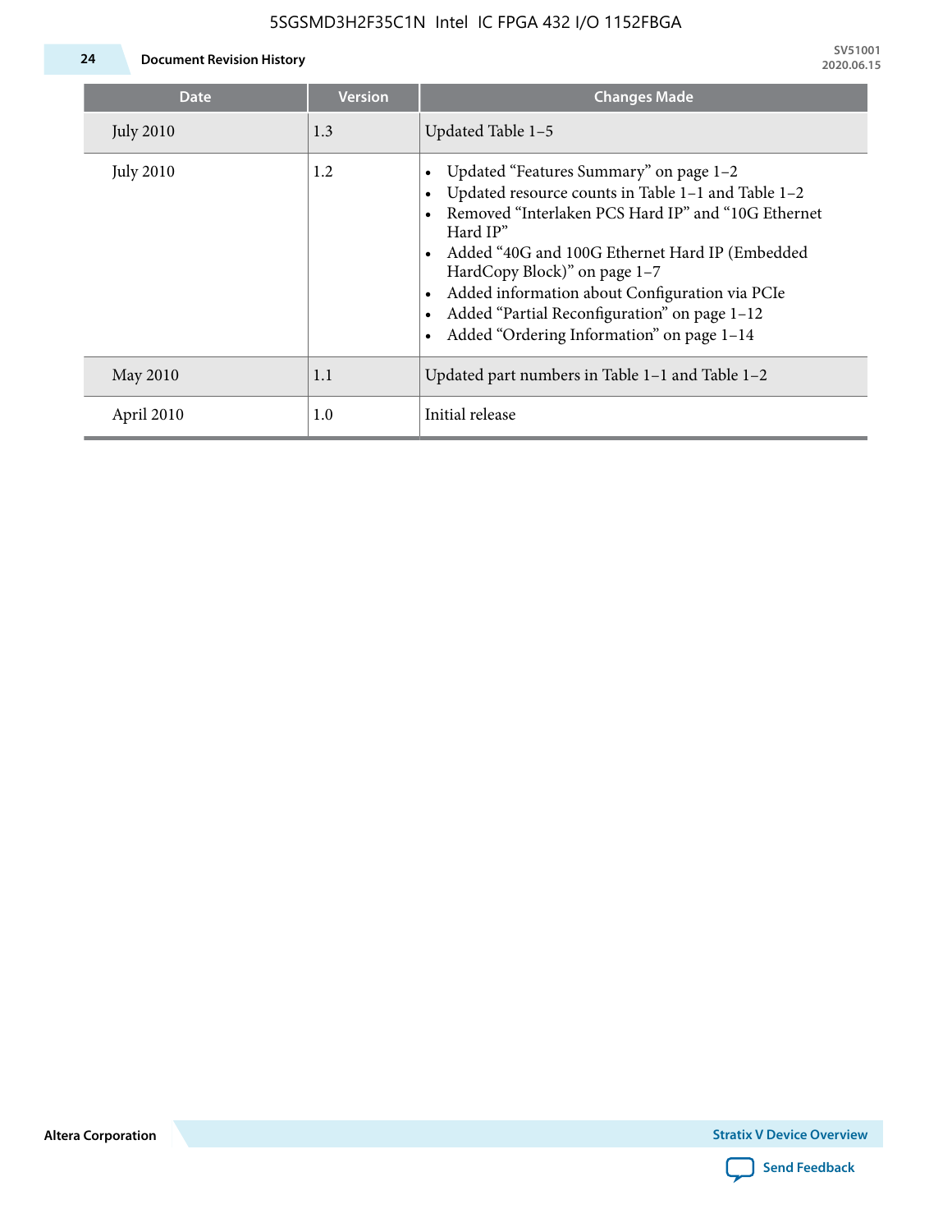| Date | Version | Changes Made |
| --- | --- | --- |
| July 2010 | 1.3 | Updated Table 1–5 |
| July 2010 | 1.2 | • Updated "Features Summary" on page 1–2<br>• Updated resource counts in Table 1–1 and Table 1–2<br>• Removed "Interlaken PCS Hard IP" and "10G Ethernet Hard IP"<br>• Added "40G and 100G Ethernet Hard IP (Embedded HardCopy Block)" on page 1–7<br>• Added information about Configuration via PCIe<br>• Added "Partial Reconfiguration" on page 1–12<br>• Added "Ordering Information" on page 1–14 |
| May 2010 | 1.1 | Updated part numbers in Table 1–1 and Table 1–2 |
| April 2010 | 1.0 | Initial release |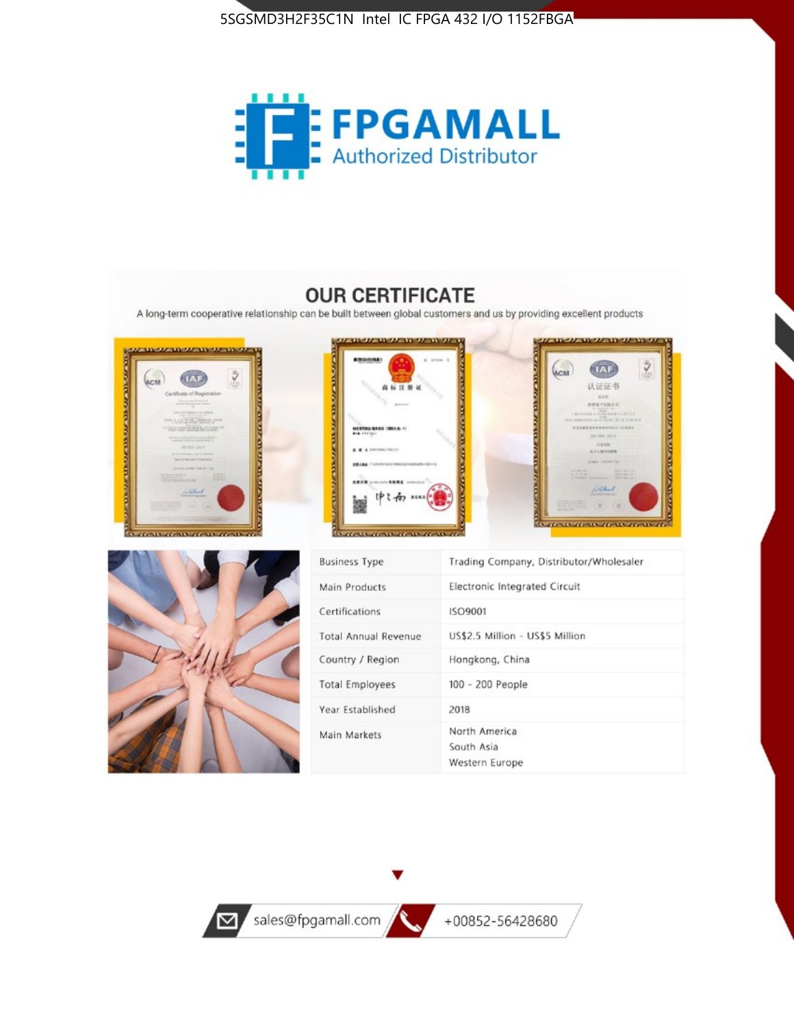# FPGAMALL

Authorized Distributor

## OUR CERTIFICATE

A long-term cooperative relationship can be built between global customers and us by providing excellent products

| | |
|---|---|
| Business Type | Trading Company, Distributor/Wholesaler |
| Main Products | Electronic Integrated Circuit |
| Certifications | ISO9001 |
| Total Annual Revenue | US$2.5 Million - US$5 Million |
| Country / Region | Hongkong, China |
| Total Employees | 100 - 200 People |
| Year Established | 2018 |
| Main Markets | North America<br>South Asia<br>Western Europe |

sales@fpgamall.com

+00852-56428680